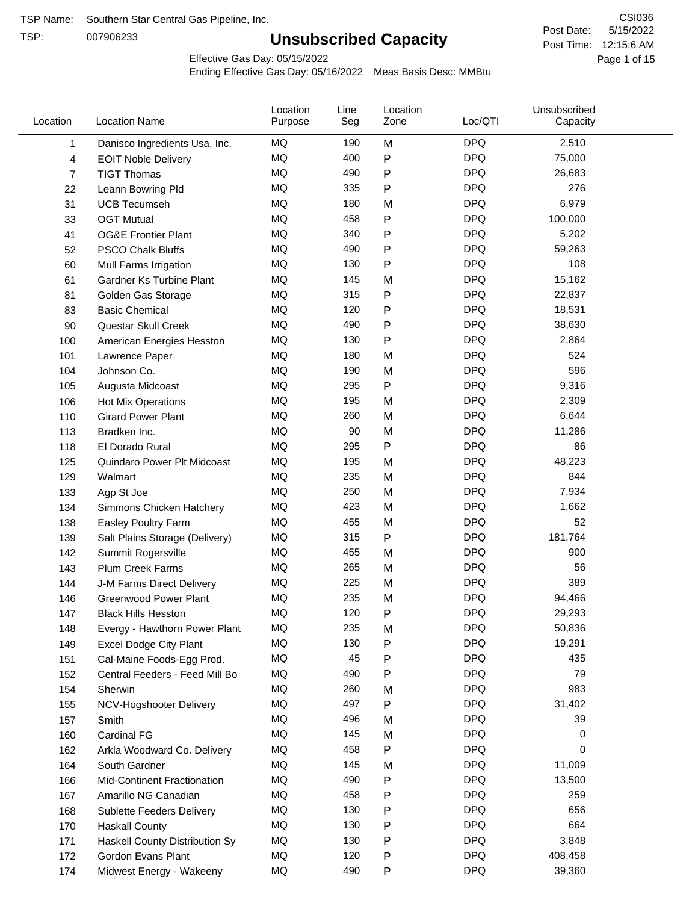TSP Name: Southern Star Central Gas Pipeline, Inc.

TSP: 007906233

# Unsubscribed Capacity

CSI036

Post Date: 5/15/2022

Post Time: 12:15:6 AM

Effective Gas Day: 05/15/2022

Ending Effective Gas Day: 05/16/2022 Meas Basis Desc: MMBtu

| Location | Location Name | Location Purpose | Line Seg | Location Zone | Loc/QTI | Unsubscribed Capacity |
|---|---|---|---|---|---|---|
| 1 | Danisco Ingredients Usa, Inc. | MQ | 190 | M | DPQ | 2,510 |
| 4 | EOIT Noble Delivery | MQ | 400 | P | DPQ | 75,000 |
| 7 | TIGT Thomas | MQ | 490 | P | DPQ | 26,683 |
| 22 | Leann Bowring Pld | MQ | 335 | P | DPQ | 276 |
| 31 | UCB Tecumseh | MQ | 180 | M | DPQ | 6,979 |
| 33 | OGT Mutual | MQ | 458 | P | DPQ | 100,000 |
| 41 | OG&E Frontier Plant | MQ | 340 | P | DPQ | 5,202 |
| 52 | PSCO Chalk Bluffs | MQ | 490 | P | DPQ | 59,263 |
| 60 | Mull Farms Irrigation | MQ | 130 | P | DPQ | 108 |
| 61 | Gardner Ks Turbine Plant | MQ | 145 | M | DPQ | 15,162 |
| 81 | Golden Gas Storage | MQ | 315 | P | DPQ | 22,837 |
| 83 | Basic Chemical | MQ | 120 | P | DPQ | 18,531 |
| 90 | Questar Skull Creek | MQ | 490 | P | DPQ | 38,630 |
| 100 | American Energies Hesston | MQ | 130 | P | DPQ | 2,864 |
| 101 | Lawrence Paper | MQ | 180 | M | DPQ | 524 |
| 104 | Johnson Co. | MQ | 190 | M | DPQ | 596 |
| 105 | Augusta Midcoast | MQ | 295 | P | DPQ | 9,316 |
| 106 | Hot Mix Operations | MQ | 195 | M | DPQ | 2,309 |
| 110 | Girard Power Plant | MQ | 260 | M | DPQ | 6,644 |
| 113 | Bradken Inc. | MQ | 90 | M | DPQ | 11,286 |
| 118 | El Dorado Rural | MQ | 295 | P | DPQ | 86 |
| 125 | Quindaro Power Plt Midcoast | MQ | 195 | M | DPQ | 48,223 |
| 129 | Walmart | MQ | 235 | M | DPQ | 844 |
| 133 | Agp St Joe | MQ | 250 | M | DPQ | 7,934 |
| 134 | Simmons Chicken Hatchery | MQ | 423 | M | DPQ | 1,662 |
| 138 | Easley Poultry Farm | MQ | 455 | M | DPQ | 52 |
| 139 | Salt Plains Storage (Delivery) | MQ | 315 | P | DPQ | 181,764 |
| 142 | Summit Rogersville | MQ | 455 | M | DPQ | 900 |
| 143 | Plum Creek Farms | MQ | 265 | M | DPQ | 56 |
| 144 | J-M Farms Direct Delivery | MQ | 225 | M | DPQ | 389 |
| 146 | Greenwood Power Plant | MQ | 235 | M | DPQ | 94,466 |
| 147 | Black Hills Hesston | MQ | 120 | P | DPQ | 29,293 |
| 148 | Evergy - Hawthorn Power Plant | MQ | 235 | M | DPQ | 50,836 |
| 149 | Excel Dodge City Plant | MQ | 130 | P | DPQ | 19,291 |
| 151 | Cal-Maine Foods-Egg Prod. | MQ | 45 | P | DPQ | 435 |
| 152 | Central Feeders - Feed Mill Bo | MQ | 490 | P | DPQ | 79 |
| 154 | Sherwin | MQ | 260 | M | DPQ | 983 |
| 155 | NCV-Hogshooter Delivery | MQ | 497 | P | DPQ | 31,402 |
| 157 | Smith | MQ | 496 | M | DPQ | 39 |
| 160 | Cardinal FG | MQ | 145 | M | DPQ | 0 |
| 162 | Arkla Woodward Co. Delivery | MQ | 458 | P | DPQ | 0 |
| 164 | South Gardner | MQ | 145 | M | DPQ | 11,009 |
| 166 | Mid-Continent Fractionation | MQ | 490 | P | DPQ | 13,500 |
| 167 | Amarillo NG Canadian | MQ | 458 | P | DPQ | 259 |
| 168 | Sublette Feeders Delivery | MQ | 130 | P | DPQ | 656 |
| 170 | Haskall County | MQ | 130 | P | DPQ | 664 |
| 171 | Haskall County Distribution Sy | MQ | 130 | P | DPQ | 3,848 |
| 172 | Gordon Evans Plant | MQ | 120 | P | DPQ | 408,458 |
| 174 | Midwest Energy - Wakeeny | MQ | 490 | P | DPQ | 39,360 |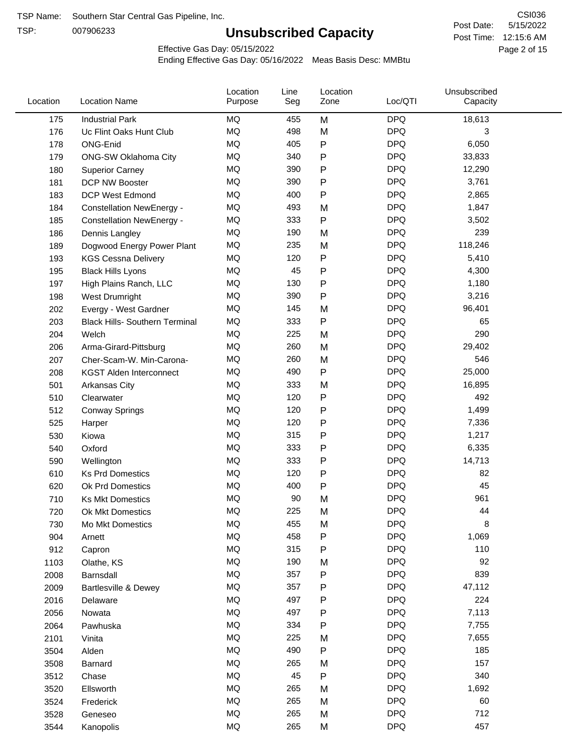TSP Name: Southern Star Central Gas Pipeline, Inc.

TSP: 007906233

# Unsubscribed Capacity

CSI036

Post Date: 5/15/2022

Post Time: 12:15:6 AM

Effective Gas Day: 05/15/2022

Ending Effective Gas Day: 05/16/2022 Meas Basis Desc: MMBtu

| Location | Location Name | Location Purpose | Line Seg | Location Zone | Loc/QTI | Unsubscribed Capacity |
|---|---|---|---|---|---|---|
| 175 | Industrial Park | MQ | 455 | M | DPQ | 18,613 |
| 176 | Uc Flint Oaks Hunt Club | MQ | 498 | M | DPQ | 3 |
| 178 | ONG-Enid | MQ | 405 | P | DPQ | 6,050 |
| 179 | ONG-SW Oklahoma City | MQ | 340 | P | DPQ | 33,833 |
| 180 | Superior Carney | MQ | 390 | P | DPQ | 12,290 |
| 181 | DCP NW Booster | MQ | 390 | P | DPQ | 3,761 |
| 183 | DCP West Edmond | MQ | 400 | P | DPQ | 2,865 |
| 184 | Constellation NewEnergy - | MQ | 493 | M | DPQ | 1,847 |
| 185 | Constellation NewEnergy - | MQ | 333 | P | DPQ | 3,502 |
| 186 | Dennis Langley | MQ | 190 | M | DPQ | 239 |
| 189 | Dogwood Energy Power Plant | MQ | 235 | M | DPQ | 118,246 |
| 193 | KGS Cessna Delivery | MQ | 120 | P | DPQ | 5,410 |
| 195 | Black Hills Lyons | MQ | 45 | P | DPQ | 4,300 |
| 197 | High Plains Ranch, LLC | MQ | 130 | P | DPQ | 1,180 |
| 198 | West Drumright | MQ | 390 | P | DPQ | 3,216 |
| 202 | Evergy - West Gardner | MQ | 145 | M | DPQ | 96,401 |
| 203 | Black Hills- Southern Terminal | MQ | 333 | P | DPQ | 65 |
| 204 | Welch | MQ | 225 | M | DPQ | 290 |
| 206 | Arma-Girard-Pittsburg | MQ | 260 | M | DPQ | 29,402 |
| 207 | Cher-Scam-W. Min-Carona- | MQ | 260 | M | DPQ | 546 |
| 208 | KGST Alden Interconnect | MQ | 490 | P | DPQ | 25,000 |
| 501 | Arkansas City | MQ | 333 | M | DPQ | 16,895 |
| 510 | Clearwater | MQ | 120 | P | DPQ | 492 |
| 512 | Conway Springs | MQ | 120 | P | DPQ | 1,499 |
| 525 | Harper | MQ | 120 | P | DPQ | 7,336 |
| 530 | Kiowa | MQ | 315 | P | DPQ | 1,217 |
| 540 | Oxford | MQ | 333 | P | DPQ | 6,335 |
| 590 | Wellington | MQ | 333 | P | DPQ | 14,713 |
| 610 | Ks Prd Domestics | MQ | 120 | P | DPQ | 82 |
| 620 | Ok Prd Domestics | MQ | 400 | P | DPQ | 45 |
| 710 | Ks Mkt Domestics | MQ | 90 | M | DPQ | 961 |
| 720 | Ok Mkt Domestics | MQ | 225 | M | DPQ | 44 |
| 730 | Mo Mkt Domestics | MQ | 455 | M | DPQ | 8 |
| 904 | Arnett | MQ | 458 | P | DPQ | 1,069 |
| 912 | Capron | MQ | 315 | P | DPQ | 110 |
| 1103 | Olathe, KS | MQ | 190 | M | DPQ | 92 |
| 2008 | Barnsdall | MQ | 357 | P | DPQ | 839 |
| 2009 | Bartlesville & Dewey | MQ | 357 | P | DPQ | 47,112 |
| 2016 | Delaware | MQ | 497 | P | DPQ | 224 |
| 2056 | Nowata | MQ | 497 | P | DPQ | 7,113 |
| 2064 | Pawhuska | MQ | 334 | P | DPQ | 7,755 |
| 2101 | Vinita | MQ | 225 | M | DPQ | 7,655 |
| 3504 | Alden | MQ | 490 | P | DPQ | 185 |
| 3508 | Barnard | MQ | 265 | M | DPQ | 157 |
| 3512 | Chase | MQ | 45 | P | DPQ | 340 |
| 3520 | Ellsworth | MQ | 265 | M | DPQ | 1,692 |
| 3524 | Frederick | MQ | 265 | M | DPQ | 60 |
| 3528 | Geneseo | MQ | 265 | M | DPQ | 712 |
| 3544 | Kanopolis | MQ | 265 | M | DPQ | 457 |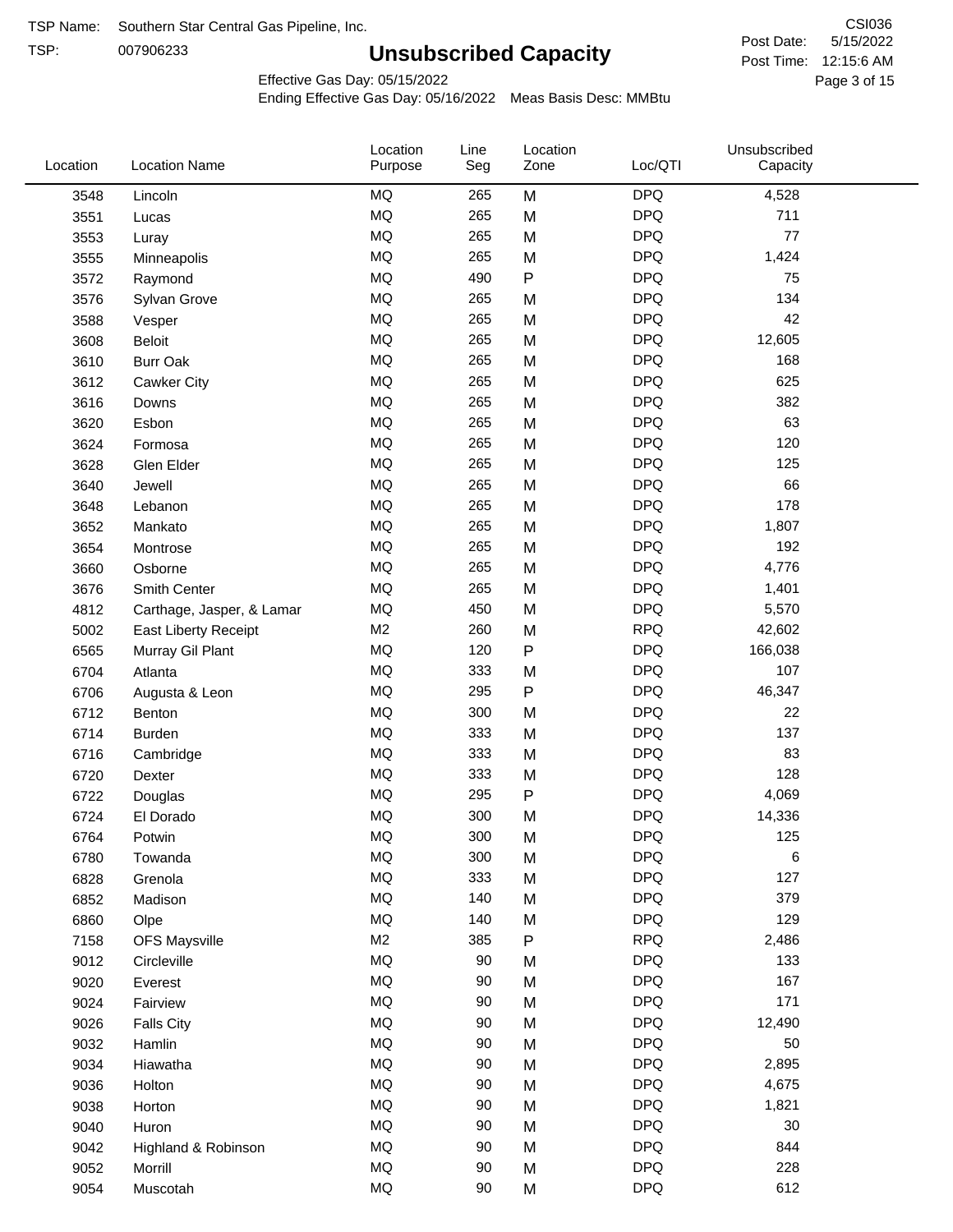TSP Name: Southern Star Central Gas Pipeline, Inc.

TSP: 007906233

# Unsubscribed Capacity

CSI036

Post Date: 5/15/2022

Post Time: 12:15:6 AM

Effective Gas Day: 05/15/2022

Ending Effective Gas Day: 05/16/2022 Meas Basis Desc: MMBtu

| Location | Location Name | Location Purpose | Line Seg | Location Zone | Loc/QTI | Unsubscribed Capacity |
|---|---|---|---|---|---|---|
| 3548 | Lincoln | MQ | 265 | M | DPQ | 4,528 |
| 3551 | Lucas | MQ | 265 | M | DPQ | 711 |
| 3553 | Luray | MQ | 265 | M | DPQ | 77 |
| 3555 | Minneapolis | MQ | 265 | M | DPQ | 1,424 |
| 3572 | Raymond | MQ | 490 | P | DPQ | 75 |
| 3576 | Sylvan Grove | MQ | 265 | M | DPQ | 134 |
| 3588 | Vesper | MQ | 265 | M | DPQ | 42 |
| 3608 | Beloit | MQ | 265 | M | DPQ | 12,605 |
| 3610 | Burr Oak | MQ | 265 | M | DPQ | 168 |
| 3612 | Cawker City | MQ | 265 | M | DPQ | 625 |
| 3616 | Downs | MQ | 265 | M | DPQ | 382 |
| 3620 | Esbon | MQ | 265 | M | DPQ | 63 |
| 3624 | Formosa | MQ | 265 | M | DPQ | 120 |
| 3628 | Glen Elder | MQ | 265 | M | DPQ | 125 |
| 3640 | Jewell | MQ | 265 | M | DPQ | 66 |
| 3648 | Lebanon | MQ | 265 | M | DPQ | 178 |
| 3652 | Mankato | MQ | 265 | M | DPQ | 1,807 |
| 3654 | Montrose | MQ | 265 | M | DPQ | 192 |
| 3660 | Osborne | MQ | 265 | M | DPQ | 4,776 |
| 3676 | Smith Center | MQ | 265 | M | DPQ | 1,401 |
| 4812 | Carthage, Jasper, & Lamar | MQ | 450 | M | DPQ | 5,570 |
| 5002 | East Liberty Receipt | M2 | 260 | M | RPQ | 42,602 |
| 6565 | Murray Gil Plant | MQ | 120 | P | DPQ | 166,038 |
| 6704 | Atlanta | MQ | 333 | M | DPQ | 107 |
| 6706 | Augusta & Leon | MQ | 295 | P | DPQ | 46,347 |
| 6712 | Benton | MQ | 300 | M | DPQ | 22 |
| 6714 | Burden | MQ | 333 | M | DPQ | 137 |
| 6716 | Cambridge | MQ | 333 | M | DPQ | 83 |
| 6720 | Dexter | MQ | 333 | M | DPQ | 128 |
| 6722 | Douglas | MQ | 295 | P | DPQ | 4,069 |
| 6724 | El Dorado | MQ | 300 | M | DPQ | 14,336 |
| 6764 | Potwin | MQ | 300 | M | DPQ | 125 |
| 6780 | Towanda | MQ | 300 | M | DPQ | 6 |
| 6828 | Grenola | MQ | 333 | M | DPQ | 127 |
| 6852 | Madison | MQ | 140 | M | DPQ | 379 |
| 6860 | Olpe | MQ | 140 | M | DPQ | 129 |
| 7158 | OFS Maysville | M2 | 385 | P | RPQ | 2,486 |
| 9012 | Circleville | MQ | 90 | M | DPQ | 133 |
| 9020 | Everest | MQ | 90 | M | DPQ | 167 |
| 9024 | Fairview | MQ | 90 | M | DPQ | 171 |
| 9026 | Falls City | MQ | 90 | M | DPQ | 12,490 |
| 9032 | Hamlin | MQ | 90 | M | DPQ | 50 |
| 9034 | Hiawatha | MQ | 90 | M | DPQ | 2,895 |
| 9036 | Holton | MQ | 90 | M | DPQ | 4,675 |
| 9038 | Horton | MQ | 90 | M | DPQ | 1,821 |
| 9040 | Huron | MQ | 90 | M | DPQ | 30 |
| 9042 | Highland & Robinson | MQ | 90 | M | DPQ | 844 |
| 9052 | Morrill | MQ | 90 | M | DPQ | 228 |
| 9054 | Muscotah | MQ | 90 | M | DPQ | 612 |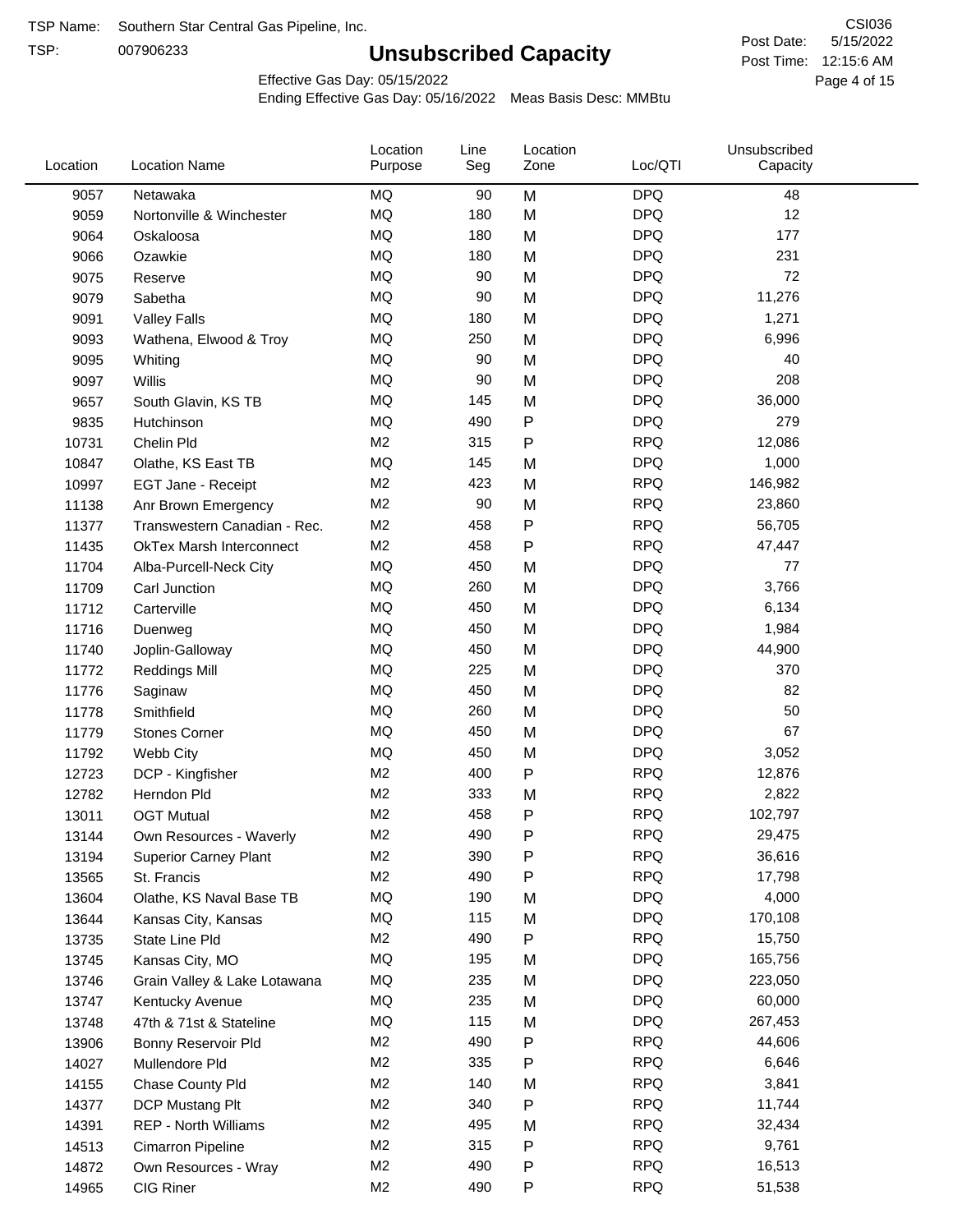TSP Name: Southern Star Central Gas Pipeline, Inc.

TSP: 007906233

# Unsubscribed Capacity

CSI036

Post Date: 5/15/2022

Post Time: 12:15:6 AM

Effective Gas Day: 05/15/2022

Ending Effective Gas Day: 05/16/2022 Meas Basis Desc: MMBtu

| Location | Location Name | Location Purpose | Line Seg | Location Zone | Loc/QTI | Unsubscribed Capacity |
|---|---|---|---|---|---|---|
| 9057 | Netawaka | MQ | 90 | M | DPQ | 48 |
| 9059 | Nortonville & Winchester | MQ | 180 | M | DPQ | 12 |
| 9064 | Oskaloosa | MQ | 180 | M | DPQ | 177 |
| 9066 | Ozawkie | MQ | 180 | M | DPQ | 231 |
| 9075 | Reserve | MQ | 90 | M | DPQ | 72 |
| 9079 | Sabetha | MQ | 90 | M | DPQ | 11,276 |
| 9091 | Valley Falls | MQ | 180 | M | DPQ | 1,271 |
| 9093 | Wathena, Elwood & Troy | MQ | 250 | M | DPQ | 6,996 |
| 9095 | Whiting | MQ | 90 | M | DPQ | 40 |
| 9097 | Willis | MQ | 90 | M | DPQ | 208 |
| 9657 | South Glavin, KS TB | MQ | 145 | M | DPQ | 36,000 |
| 9835 | Hutchinson | MQ | 490 | P | DPQ | 279 |
| 10731 | Chelin Pld | M2 | 315 | P | RPQ | 12,086 |
| 10847 | Olathe, KS East TB | MQ | 145 | M | DPQ | 1,000 |
| 10997 | EGT Jane - Receipt | M2 | 423 | M | RPQ | 146,982 |
| 11138 | Anr Brown Emergency | M2 | 90 | M | RPQ | 23,860 |
| 11377 | Transwestern Canadian - Rec. | M2 | 458 | P | RPQ | 56,705 |
| 11435 | OkTex Marsh Interconnect | M2 | 458 | P | RPQ | 47,447 |
| 11704 | Alba-Purcell-Neck City | MQ | 450 | M | DPQ | 77 |
| 11709 | Carl Junction | MQ | 260 | M | DPQ | 3,766 |
| 11712 | Carterville | MQ | 450 | M | DPQ | 6,134 |
| 11716 | Duenweg | MQ | 450 | M | DPQ | 1,984 |
| 11740 | Joplin-Galloway | MQ | 450 | M | DPQ | 44,900 |
| 11772 | Reddings Mill | MQ | 225 | M | DPQ | 370 |
| 11776 | Saginaw | MQ | 450 | M | DPQ | 82 |
| 11778 | Smithfield | MQ | 260 | M | DPQ | 50 |
| 11779 | Stones Corner | MQ | 450 | M | DPQ | 67 |
| 11792 | Webb City | MQ | 450 | M | DPQ | 3,052 |
| 12723 | DCP - Kingfisher | M2 | 400 | P | RPQ | 12,876 |
| 12782 | Herndon Pld | M2 | 333 | M | RPQ | 2,822 |
| 13011 | OGT Mutual | M2 | 458 | P | RPQ | 102,797 |
| 13144 | Own Resources - Waverly | M2 | 490 | P | RPQ | 29,475 |
| 13194 | Superior Carney Plant | M2 | 390 | P | RPQ | 36,616 |
| 13565 | St. Francis | M2 | 490 | P | RPQ | 17,798 |
| 13604 | Olathe, KS Naval Base TB | MQ | 190 | M | DPQ | 4,000 |
| 13644 | Kansas City, Kansas | MQ | 115 | M | DPQ | 170,108 |
| 13735 | State Line Pld | M2 | 490 | P | RPQ | 15,750 |
| 13745 | Kansas City, MO | MQ | 195 | M | DPQ | 165,756 |
| 13746 | Grain Valley & Lake Lotawana | MQ | 235 | M | DPQ | 223,050 |
| 13747 | Kentucky Avenue | MQ | 235 | M | DPQ | 60,000 |
| 13748 | 47th & 71st & Stateline | MQ | 115 | M | DPQ | 267,453 |
| 13906 | Bonny Reservoir Pld | M2 | 490 | P | RPQ | 44,606 |
| 14027 | Mullendore Pld | M2 | 335 | P | RPQ | 6,646 |
| 14155 | Chase County Pld | M2 | 140 | M | RPQ | 3,841 |
| 14377 | DCP Mustang Plt | M2 | 340 | P | RPQ | 11,744 |
| 14391 | REP - North Williams | M2 | 495 | M | RPQ | 32,434 |
| 14513 | Cimarron Pipeline | M2 | 315 | P | RPQ | 9,761 |
| 14872 | Own Resources - Wray | M2 | 490 | P | RPQ | 16,513 |
| 14965 | CIG Riner | M2 | 490 | P | RPQ | 51,538 |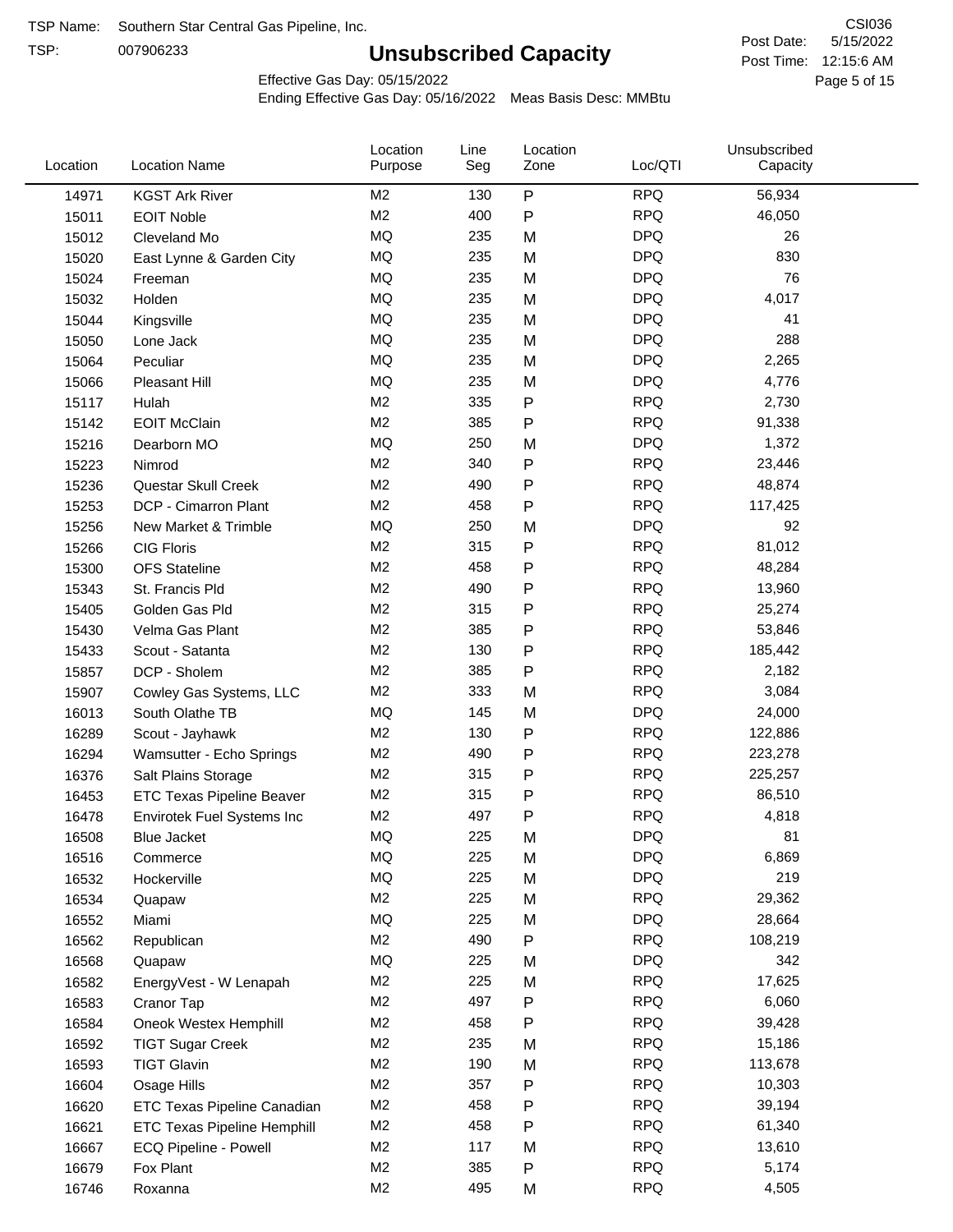TSP Name: Southern Star Central Gas Pipeline, Inc.

TSP: 007906233

# Unsubscribed Capacity

CSI036

Post Date: 5/15/2022

Post Time: 12:15:6 AM

Effective Gas Day: 05/15/2022

Ending Effective Gas Day: 05/16/2022 Meas Basis Desc: MMBtu

| Location | Location Name | Location Purpose | Line Seg | Location Zone | Loc/QTI | Unsubscribed Capacity |
|---|---|---|---|---|---|---|
| 14971 | KGST Ark River | M2 | 130 | P | RPQ | 56,934 |
| 15011 | EOIT Noble | M2 | 400 | P | RPQ | 46,050 |
| 15012 | Cleveland Mo | MQ | 235 | M | DPQ | 26 |
| 15020 | East Lynne & Garden City | MQ | 235 | M | DPQ | 830 |
| 15024 | Freeman | MQ | 235 | M | DPQ | 76 |
| 15032 | Holden | MQ | 235 | M | DPQ | 4,017 |
| 15044 | Kingsville | MQ | 235 | M | DPQ | 41 |
| 15050 | Lone Jack | MQ | 235 | M | DPQ | 288 |
| 15064 | Peculiar | MQ | 235 | M | DPQ | 2,265 |
| 15066 | Pleasant Hill | MQ | 235 | M | DPQ | 4,776 |
| 15117 | Hulah | M2 | 335 | P | RPQ | 2,730 |
| 15142 | EOIT McClain | M2 | 385 | P | RPQ | 91,338 |
| 15216 | Dearborn MO | MQ | 250 | M | DPQ | 1,372 |
| 15223 | Nimrod | M2 | 340 | P | RPQ | 23,446 |
| 15236 | Questar Skull Creek | M2 | 490 | P | RPQ | 48,874 |
| 15253 | DCP - Cimarron Plant | M2 | 458 | P | RPQ | 117,425 |
| 15256 | New Market & Trimble | MQ | 250 | M | DPQ | 92 |
| 15266 | CIG Floris | M2 | 315 | P | RPQ | 81,012 |
| 15300 | OFS Stateline | M2 | 458 | P | RPQ | 48,284 |
| 15343 | St. Francis Pld | M2 | 490 | P | RPQ | 13,960 |
| 15405 | Golden Gas Pld | M2 | 315 | P | RPQ | 25,274 |
| 15430 | Velma Gas Plant | M2 | 385 | P | RPQ | 53,846 |
| 15433 | Scout - Satanta | M2 | 130 | P | RPQ | 185,442 |
| 15857 | DCP - Sholem | M2 | 385 | P | RPQ | 2,182 |
| 15907 | Cowley Gas Systems, LLC | M2 | 333 | M | RPQ | 3,084 |
| 16013 | South Olathe TB | MQ | 145 | M | DPQ | 24,000 |
| 16289 | Scout - Jayhawk | M2 | 130 | P | RPQ | 122,886 |
| 16294 | Wamsutter - Echo Springs | M2 | 490 | P | RPQ | 223,278 |
| 16376 | Salt Plains Storage | M2 | 315 | P | RPQ | 225,257 |
| 16453 | ETC Texas Pipeline Beaver | M2 | 315 | P | RPQ | 86,510 |
| 16478 | Envirotek Fuel Systems Inc | M2 | 497 | P | RPQ | 4,818 |
| 16508 | Blue Jacket | MQ | 225 | M | DPQ | 81 |
| 16516 | Commerce | MQ | 225 | M | DPQ | 6,869 |
| 16532 | Hockerville | MQ | 225 | M | DPQ | 219 |
| 16534 | Quapaw | M2 | 225 | M | RPQ | 29,362 |
| 16552 | Miami | MQ | 225 | M | DPQ | 28,664 |
| 16562 | Republican | M2 | 490 | P | RPQ | 108,219 |
| 16568 | Quapaw | MQ | 225 | M | DPQ | 342 |
| 16582 | EnergyVest - W Lenapah | M2 | 225 | M | RPQ | 17,625 |
| 16583 | Cranor Tap | M2 | 497 | P | RPQ | 6,060 |
| 16584 | Oneok Westex Hemphill | M2 | 458 | P | RPQ | 39,428 |
| 16592 | TIGT Sugar Creek | M2 | 235 | M | RPQ | 15,186 |
| 16593 | TIGT Glavin | M2 | 190 | M | RPQ | 113,678 |
| 16604 | Osage Hills | M2 | 357 | P | RPQ | 10,303 |
| 16620 | ETC Texas Pipeline Canadian | M2 | 458 | P | RPQ | 39,194 |
| 16621 | ETC Texas Pipeline Hemphill | M2 | 458 | P | RPQ | 61,340 |
| 16667 | ECQ Pipeline - Powell | M2 | 117 | M | RPQ | 13,610 |
| 16679 | Fox Plant | M2 | 385 | P | RPQ | 5,174 |
| 16746 | Roxanna | M2 | 495 | M | RPQ | 4,505 |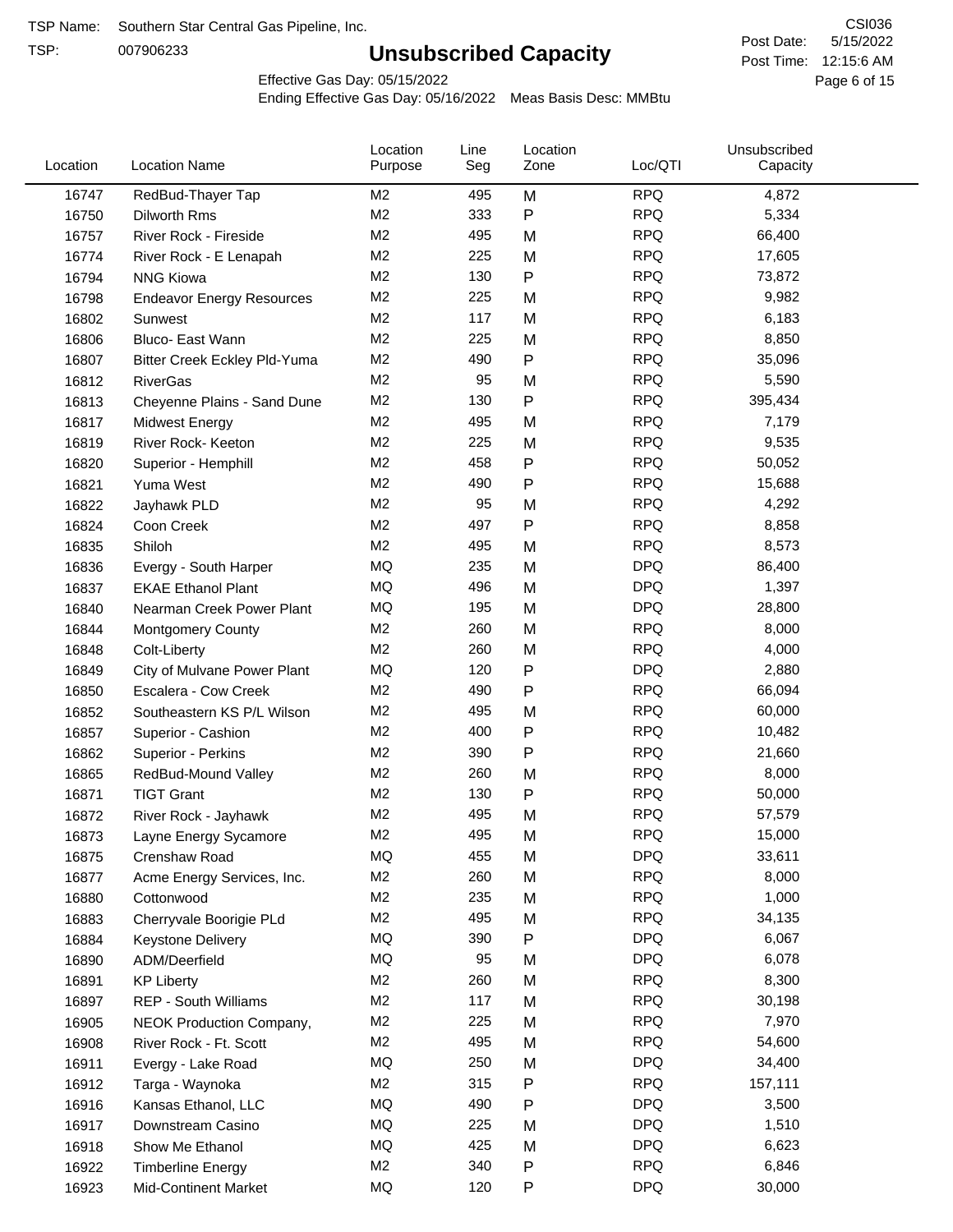TSP Name: Southern Star Central Gas Pipeline, Inc.

TSP: 007906233

# Unsubscribed Capacity

CSI036

Post Date: 5/15/2022

Post Time: 12:15:6 AM

Effective Gas Day: 05/15/2022

Ending Effective Gas Day: 05/16/2022 Meas Basis Desc: MMBtu

| Location | Location Name | Location Purpose | Line Seg | Location Zone | Loc/QTI | Unsubscribed Capacity |
|---|---|---|---|---|---|---|
| 16747 | RedBud-Thayer Tap | M2 | 495 | M | RPQ | 4,872 |
| 16750 | Dilworth Rms | M2 | 333 | P | RPQ | 5,334 |
| 16757 | River Rock - Fireside | M2 | 495 | M | RPQ | 66,400 |
| 16774 | River Rock - E Lenapah | M2 | 225 | M | RPQ | 17,605 |
| 16794 | NNG Kiowa | M2 | 130 | P | RPQ | 73,872 |
| 16798 | Endeavor Energy Resources | M2 | 225 | M | RPQ | 9,982 |
| 16802 | Sunwest | M2 | 117 | M | RPQ | 6,183 |
| 16806 | Bluco- East Wann | M2 | 225 | M | RPQ | 8,850 |
| 16807 | Bitter Creek Eckley Pld-Yuma | M2 | 490 | P | RPQ | 35,096 |
| 16812 | RiverGas | M2 | 95 | M | RPQ | 5,590 |
| 16813 | Cheyenne Plains - Sand Dune | M2 | 130 | P | RPQ | 395,434 |
| 16817 | Midwest Energy | M2 | 495 | M | RPQ | 7,179 |
| 16819 | River Rock- Keeton | M2 | 225 | M | RPQ | 9,535 |
| 16820 | Superior - Hemphill | M2 | 458 | P | RPQ | 50,052 |
| 16821 | Yuma West | M2 | 490 | P | RPQ | 15,688 |
| 16822 | Jayhawk PLD | M2 | 95 | M | RPQ | 4,292 |
| 16824 | Coon Creek | M2 | 497 | P | RPQ | 8,858 |
| 16835 | Shiloh | M2 | 495 | M | RPQ | 8,573 |
| 16836 | Evergy - South Harper | MQ | 235 | M | DPQ | 86,400 |
| 16837 | EKAE Ethanol Plant | MQ | 496 | M | DPQ | 1,397 |
| 16840 | Nearman Creek Power Plant | MQ | 195 | M | DPQ | 28,800 |
| 16844 | Montgomery County | M2 | 260 | M | RPQ | 8,000 |
| 16848 | Colt-Liberty | M2 | 260 | M | RPQ | 4,000 |
| 16849 | City of Mulvane Power Plant | MQ | 120 | P | DPQ | 2,880 |
| 16850 | Escalera - Cow Creek | M2 | 490 | P | RPQ | 66,094 |
| 16852 | Southeastern KS P/L Wilson | M2 | 495 | M | RPQ | 60,000 |
| 16857 | Superior - Cashion | M2 | 400 | P | RPQ | 10,482 |
| 16862 | Superior - Perkins | M2 | 390 | P | RPQ | 21,660 |
| 16865 | RedBud-Mound Valley | M2 | 260 | M | RPQ | 8,000 |
| 16871 | TIGT Grant | M2 | 130 | P | RPQ | 50,000 |
| 16872 | River Rock - Jayhawk | M2 | 495 | M | RPQ | 57,579 |
| 16873 | Layne Energy Sycamore | M2 | 495 | M | RPQ | 15,000 |
| 16875 | Crenshaw Road | MQ | 455 | M | DPQ | 33,611 |
| 16877 | Acme Energy Services, Inc. | M2 | 260 | M | RPQ | 8,000 |
| 16880 | Cottonwood | M2 | 235 | M | RPQ | 1,000 |
| 16883 | Cherryvale Boorigie PLd | M2 | 495 | M | RPQ | 34,135 |
| 16884 | Keystone Delivery | MQ | 390 | P | DPQ | 6,067 |
| 16890 | ADM/Deerfield | MQ | 95 | M | DPQ | 6,078 |
| 16891 | KP Liberty | M2 | 260 | M | RPQ | 8,300 |
| 16897 | REP - South Williams | M2 | 117 | M | RPQ | 30,198 |
| 16905 | NEOK Production Company, | M2 | 225 | M | RPQ | 7,970 |
| 16908 | River Rock - Ft. Scott | M2 | 495 | M | RPQ | 54,600 |
| 16911 | Evergy - Lake Road | MQ | 250 | M | DPQ | 34,400 |
| 16912 | Targa - Waynoka | M2 | 315 | P | RPQ | 157,111 |
| 16916 | Kansas Ethanol, LLC | MQ | 490 | P | DPQ | 3,500 |
| 16917 | Downstream Casino | MQ | 225 | M | DPQ | 1,510 |
| 16918 | Show Me Ethanol | MQ | 425 | M | DPQ | 6,623 |
| 16922 | Timberline Energy | M2 | 340 | P | RPQ | 6,846 |
| 16923 | Mid-Continent Market | MQ | 120 | P | DPQ | 30,000 |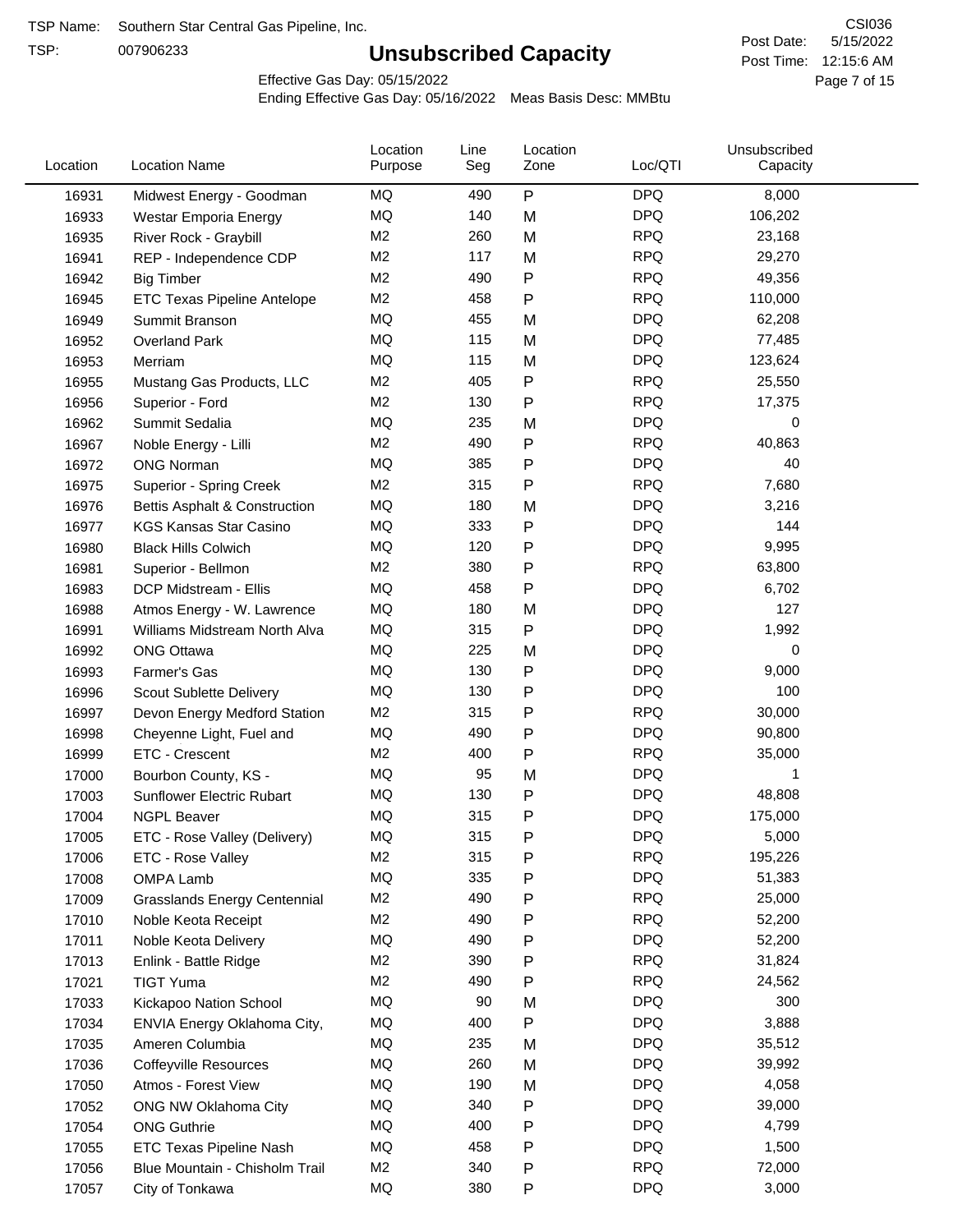TSP Name: Southern Star Central Gas Pipeline, Inc.

TSP: 007906233

# Unsubscribed Capacity

CSI036

Post Date: 5/15/2022

Post Time: 12:15:6 AM

Effective Gas Day: 05/15/2022

Ending Effective Gas Day: 05/16/2022 Meas Basis Desc: MMBtu

| Location | Location Name | Location Purpose | Line Seg | Location Zone | Loc/QTI | Unsubscribed Capacity |
|---|---|---|---|---|---|---|
| 16931 | Midwest Energy - Goodman | MQ | 490 | P | DPQ | 8,000 |
| 16933 | Westar Emporia Energy | MQ | 140 | M | DPQ | 106,202 |
| 16935 | River Rock - Graybill | M2 | 260 | M | RPQ | 23,168 |
| 16941 | REP - Independence CDP | M2 | 117 | M | RPQ | 29,270 |
| 16942 | Big Timber | M2 | 490 | P | RPQ | 49,356 |
| 16945 | ETC Texas Pipeline Antelope | M2 | 458 | P | RPQ | 110,000 |
| 16949 | Summit Branson | MQ | 455 | M | DPQ | 62,208 |
| 16952 | Overland Park | MQ | 115 | M | DPQ | 77,485 |
| 16953 | Merriam | MQ | 115 | M | DPQ | 123,624 |
| 16955 | Mustang Gas Products, LLC | M2 | 405 | P | RPQ | 25,550 |
| 16956 | Superior - Ford | M2 | 130 | P | RPQ | 17,375 |
| 16962 | Summit Sedalia | MQ | 235 | M | DPQ | 0 |
| 16967 | Noble Energy - Lilli | M2 | 490 | P | RPQ | 40,863 |
| 16972 | ONG Norman | MQ | 385 | P | DPQ | 40 |
| 16975 | Superior - Spring Creek | M2 | 315 | P | RPQ | 7,680 |
| 16976 | Bettis Asphalt & Construction | MQ | 180 | M | DPQ | 3,216 |
| 16977 | KGS Kansas Star Casino | MQ | 333 | P | DPQ | 144 |
| 16980 | Black Hills Colwich | MQ | 120 | P | DPQ | 9,995 |
| 16981 | Superior - Bellmon | M2 | 380 | P | RPQ | 63,800 |
| 16983 | DCP Midstream - Ellis | MQ | 458 | P | DPQ | 6,702 |
| 16988 | Atmos Energy - W. Lawrence | MQ | 180 | M | DPQ | 127 |
| 16991 | Williams Midstream North Alva | MQ | 315 | P | DPQ | 1,992 |
| 16992 | ONG Ottawa | MQ | 225 | M | DPQ | 0 |
| 16993 | Farmer's Gas | MQ | 130 | P | DPQ | 9,000 |
| 16996 | Scout Sublette Delivery | MQ | 130 | P | DPQ | 100 |
| 16997 | Devon Energy Medford Station | M2 | 315 | P | RPQ | 30,000 |
| 16998 | Cheyenne Light, Fuel and | MQ | 490 | P | DPQ | 90,800 |
| 16999 | ETC - Crescent | M2 | 400 | P | RPQ | 35,000 |
| 17000 | Bourbon County, KS - | MQ | 95 | M | DPQ | 1 |
| 17003 | Sunflower Electric Rubart | MQ | 130 | P | DPQ | 48,808 |
| 17004 | NGPL Beaver | MQ | 315 | P | DPQ | 175,000 |
| 17005 | ETC - Rose Valley (Delivery) | MQ | 315 | P | DPQ | 5,000 |
| 17006 | ETC - Rose Valley | M2 | 315 | P | RPQ | 195,226 |
| 17008 | OMPA Lamb | MQ | 335 | P | DPQ | 51,383 |
| 17009 | Grasslands Energy Centennial | M2 | 490 | P | RPQ | 25,000 |
| 17010 | Noble Keota Receipt | M2 | 490 | P | RPQ | 52,200 |
| 17011 | Noble Keota Delivery | MQ | 490 | P | DPQ | 52,200 |
| 17013 | Enlink - Battle Ridge | M2 | 390 | P | RPQ | 31,824 |
| 17021 | TIGT Yuma | M2 | 490 | P | RPQ | 24,562 |
| 17033 | Kickapoo Nation School | MQ | 90 | M | DPQ | 300 |
| 17034 | ENVIA Energy Oklahoma City, | MQ | 400 | P | DPQ | 3,888 |
| 17035 | Ameren Columbia | MQ | 235 | M | DPQ | 35,512 |
| 17036 | Coffeyville Resources | MQ | 260 | M | DPQ | 39,992 |
| 17050 | Atmos - Forest View | MQ | 190 | M | DPQ | 4,058 |
| 17052 | ONG NW Oklahoma City | MQ | 340 | P | DPQ | 39,000 |
| 17054 | ONG Guthrie | MQ | 400 | P | DPQ | 4,799 |
| 17055 | ETC Texas Pipeline Nash | MQ | 458 | P | DPQ | 1,500 |
| 17056 | Blue Mountain - Chisholm Trail | M2 | 340 | P | RPQ | 72,000 |
| 17057 | City of Tonkawa | MQ | 380 | P | DPQ | 3,000 |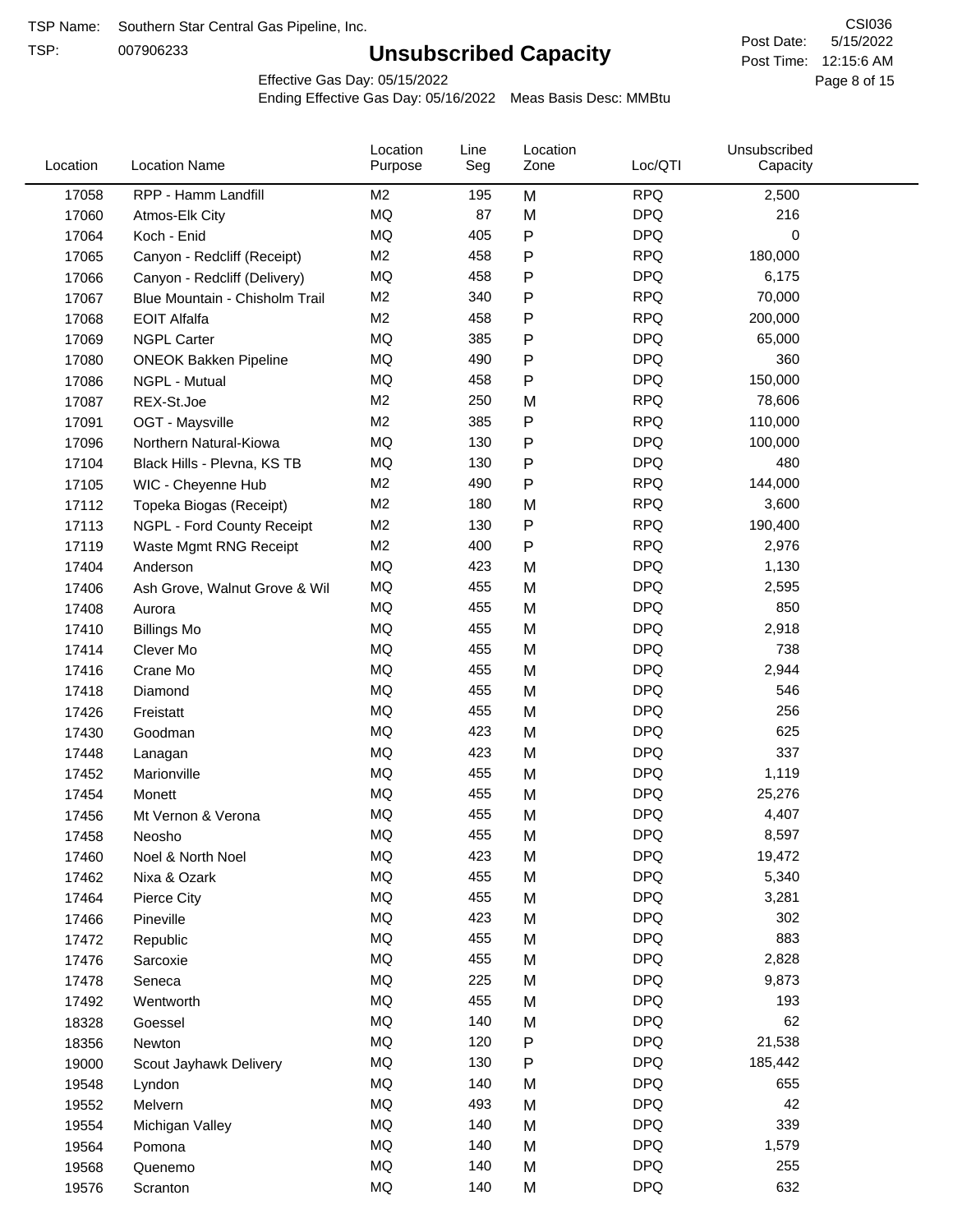TSP Name: Southern Star Central Gas Pipeline, Inc.

TSP: 007906233

# Unsubscribed Capacity

CSI036

Post Date: 5/15/2022

Post Time: 12:15:6 AM

Effective Gas Day: 05/15/2022

Ending Effective Gas Day: 05/16/2022 Meas Basis Desc: MMBtu

| Location | Location Name | Location Purpose | Line Seg | Location Zone | Loc/QTI | Unsubscribed Capacity |
|---|---|---|---|---|---|---|
| 17058 | RPP - Hamm Landfill | M2 | 195 | M | RPQ | 2,500 |
| 17060 | Atmos-Elk City | MQ | 87 | M | DPQ | 216 |
| 17064 | Koch - Enid | MQ | 405 | P | DPQ | 0 |
| 17065 | Canyon - Redcliff (Receipt) | M2 | 458 | P | RPQ | 180,000 |
| 17066 | Canyon - Redcliff (Delivery) | MQ | 458 | P | DPQ | 6,175 |
| 17067 | Blue Mountain - Chisholm Trail | M2 | 340 | P | RPQ | 70,000 |
| 17068 | EOIT Alfalfa | M2 | 458 | P | RPQ | 200,000 |
| 17069 | NGPL Carter | MQ | 385 | P | DPQ | 65,000 |
| 17080 | ONEOK Bakken Pipeline | MQ | 490 | P | DPQ | 360 |
| 17086 | NGPL - Mutual | MQ | 458 | P | DPQ | 150,000 |
| 17087 | REX-St.Joe | M2 | 250 | M | RPQ | 78,606 |
| 17091 | OGT - Maysville | M2 | 385 | P | RPQ | 110,000 |
| 17096 | Northern Natural-Kiowa | MQ | 130 | P | DPQ | 100,000 |
| 17104 | Black Hills - Plevna, KS TB | MQ | 130 | P | DPQ | 480 |
| 17105 | WIC - Cheyenne Hub | M2 | 490 | P | RPQ | 144,000 |
| 17112 | Topeka Biogas (Receipt) | M2 | 180 | M | RPQ | 3,600 |
| 17113 | NGPL - Ford County Receipt | M2 | 130 | P | RPQ | 190,400 |
| 17119 | Waste Mgmt RNG Receipt | M2 | 400 | P | RPQ | 2,976 |
| 17404 | Anderson | MQ | 423 | M | DPQ | 1,130 |
| 17406 | Ash Grove, Walnut Grove & Wil | MQ | 455 | M | DPQ | 2,595 |
| 17408 | Aurora | MQ | 455 | M | DPQ | 850 |
| 17410 | Billings Mo | MQ | 455 | M | DPQ | 2,918 |
| 17414 | Clever Mo | MQ | 455 | M | DPQ | 738 |
| 17416 | Crane Mo | MQ | 455 | M | DPQ | 2,944 |
| 17418 | Diamond | MQ | 455 | M | DPQ | 546 |
| 17426 | Freistatt | MQ | 455 | M | DPQ | 256 |
| 17430 | Goodman | MQ | 423 | M | DPQ | 625 |
| 17448 | Lanagan | MQ | 423 | M | DPQ | 337 |
| 17452 | Marionville | MQ | 455 | M | DPQ | 1,119 |
| 17454 | Monett | MQ | 455 | M | DPQ | 25,276 |
| 17456 | Mt Vernon & Verona | MQ | 455 | M | DPQ | 4,407 |
| 17458 | Neosho | MQ | 455 | M | DPQ | 8,597 |
| 17460 | Noel & North Noel | MQ | 423 | M | DPQ | 19,472 |
| 17462 | Nixa & Ozark | MQ | 455 | M | DPQ | 5,340 |
| 17464 | Pierce City | MQ | 455 | M | DPQ | 3,281 |
| 17466 | Pineville | MQ | 423 | M | DPQ | 302 |
| 17472 | Republic | MQ | 455 | M | DPQ | 883 |
| 17476 | Sarcoxie | MQ | 455 | M | DPQ | 2,828 |
| 17478 | Seneca | MQ | 225 | M | DPQ | 9,873 |
| 17492 | Wentworth | MQ | 455 | M | DPQ | 193 |
| 18328 | Goessel | MQ | 140 | M | DPQ | 62 |
| 18356 | Newton | MQ | 120 | P | DPQ | 21,538 |
| 19000 | Scout Jayhawk Delivery | MQ | 130 | P | DPQ | 185,442 |
| 19548 | Lyndon | MQ | 140 | M | DPQ | 655 |
| 19552 | Melvern | MQ | 493 | M | DPQ | 42 |
| 19554 | Michigan Valley | MQ | 140 | M | DPQ | 339 |
| 19564 | Pomona | MQ | 140 | M | DPQ | 1,579 |
| 19568 | Quenemo | MQ | 140 | M | DPQ | 255 |
| 19576 | Scranton | MQ | 140 | M | DPQ | 632 |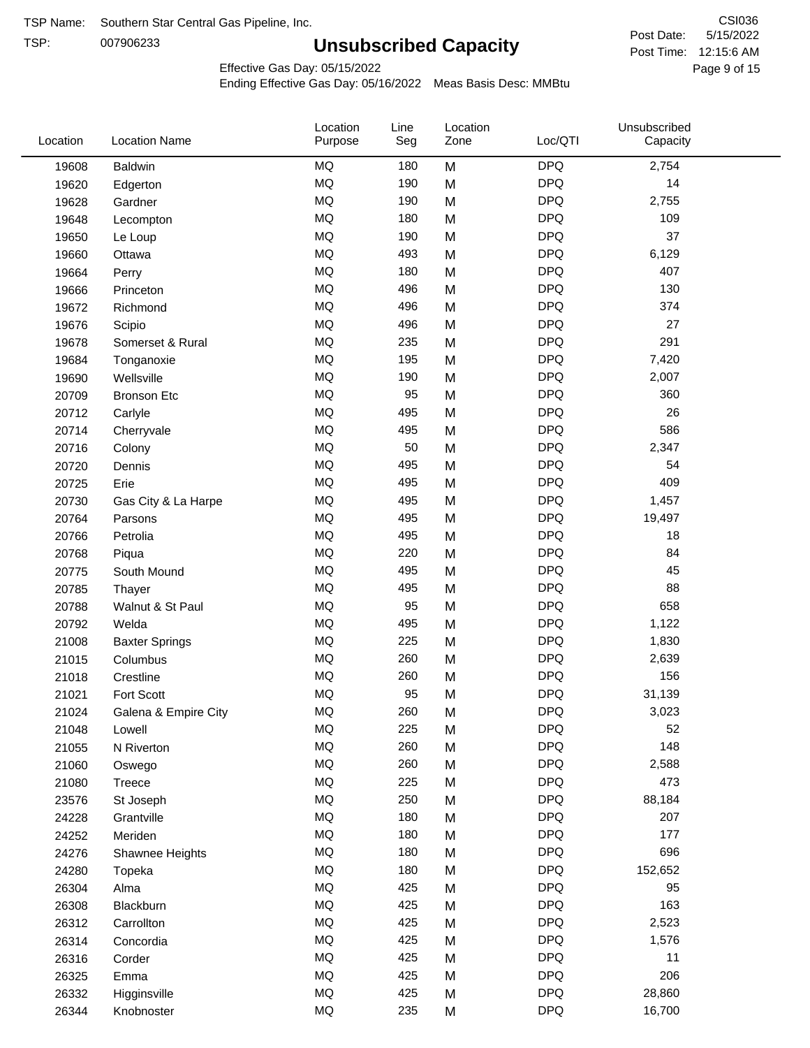TSP Name: Southern Star Central Gas Pipeline, Inc.

TSP: 007906233

# Unsubscribed Capacity

CSI036

Post Date: 5/15/2022

Post Time: 12:15:6 AM

Effective Gas Day: 05/15/2022

Ending Effective Gas Day: 05/16/2022 Meas Basis Desc: MMBtu

| Location | Location Name | Location Purpose | Line Seg | Location Zone | Loc/QTI | Unsubscribed Capacity |
|---|---|---|---|---|---|---|
| 19608 | Baldwin | MQ | 180 | M | DPQ | 2,754 |
| 19620 | Edgerton | MQ | 190 | M | DPQ | 14 |
| 19628 | Gardner | MQ | 190 | M | DPQ | 2,755 |
| 19648 | Lecompton | MQ | 180 | M | DPQ | 109 |
| 19650 | Le Loup | MQ | 190 | M | DPQ | 37 |
| 19660 | Ottawa | MQ | 493 | M | DPQ | 6,129 |
| 19664 | Perry | MQ | 180 | M | DPQ | 407 |
| 19666 | Princeton | MQ | 496 | M | DPQ | 130 |
| 19672 | Richmond | MQ | 496 | M | DPQ | 374 |
| 19676 | Scipio | MQ | 496 | M | DPQ | 27 |
| 19678 | Somerset & Rural | MQ | 235 | M | DPQ | 291 |
| 19684 | Tonganoxie | MQ | 195 | M | DPQ | 7,420 |
| 19690 | Wellsville | MQ | 190 | M | DPQ | 2,007 |
| 20709 | Bronson Etc | MQ | 95 | M | DPQ | 360 |
| 20712 | Carlyle | MQ | 495 | M | DPQ | 26 |
| 20714 | Cherryvale | MQ | 495 | M | DPQ | 586 |
| 20716 | Colony | MQ | 50 | M | DPQ | 2,347 |
| 20720 | Dennis | MQ | 495 | M | DPQ | 54 |
| 20725 | Erie | MQ | 495 | M | DPQ | 409 |
| 20730 | Gas City & La Harpe | MQ | 495 | M | DPQ | 1,457 |
| 20764 | Parsons | MQ | 495 | M | DPQ | 19,497 |
| 20766 | Petrolia | MQ | 495 | M | DPQ | 18 |
| 20768 | Piqua | MQ | 220 | M | DPQ | 84 |
| 20775 | South Mound | MQ | 495 | M | DPQ | 45 |
| 20785 | Thayer | MQ | 495 | M | DPQ | 88 |
| 20788 | Walnut & St Paul | MQ | 95 | M | DPQ | 658 |
| 20792 | Welda | MQ | 495 | M | DPQ | 1,122 |
| 21008 | Baxter Springs | MQ | 225 | M | DPQ | 1,830 |
| 21015 | Columbus | MQ | 260 | M | DPQ | 2,639 |
| 21018 | Crestline | MQ | 260 | M | DPQ | 156 |
| 21021 | Fort Scott | MQ | 95 | M | DPQ | 31,139 |
| 21024 | Galena & Empire City | MQ | 260 | M | DPQ | 3,023 |
| 21048 | Lowell | MQ | 225 | M | DPQ | 52 |
| 21055 | N Riverton | MQ | 260 | M | DPQ | 148 |
| 21060 | Oswego | MQ | 260 | M | DPQ | 2,588 |
| 21080 | Treece | MQ | 225 | M | DPQ | 473 |
| 23576 | St Joseph | MQ | 250 | M | DPQ | 88,184 |
| 24228 | Grantville | MQ | 180 | M | DPQ | 207 |
| 24252 | Meriden | MQ | 180 | M | DPQ | 177 |
| 24276 | Shawnee Heights | MQ | 180 | M | DPQ | 696 |
| 24280 | Topeka | MQ | 180 | M | DPQ | 152,652 |
| 26304 | Alma | MQ | 425 | M | DPQ | 95 |
| 26308 | Blackburn | MQ | 425 | M | DPQ | 163 |
| 26312 | Carrollton | MQ | 425 | M | DPQ | 2,523 |
| 26314 | Concordia | MQ | 425 | M | DPQ | 1,576 |
| 26316 | Corder | MQ | 425 | M | DPQ | 11 |
| 26325 | Emma | MQ | 425 | M | DPQ | 206 |
| 26332 | Higginsville | MQ | 425 | M | DPQ | 28,860 |
| 26344 | Knobnoster | MQ | 235 | M | DPQ | 16,700 |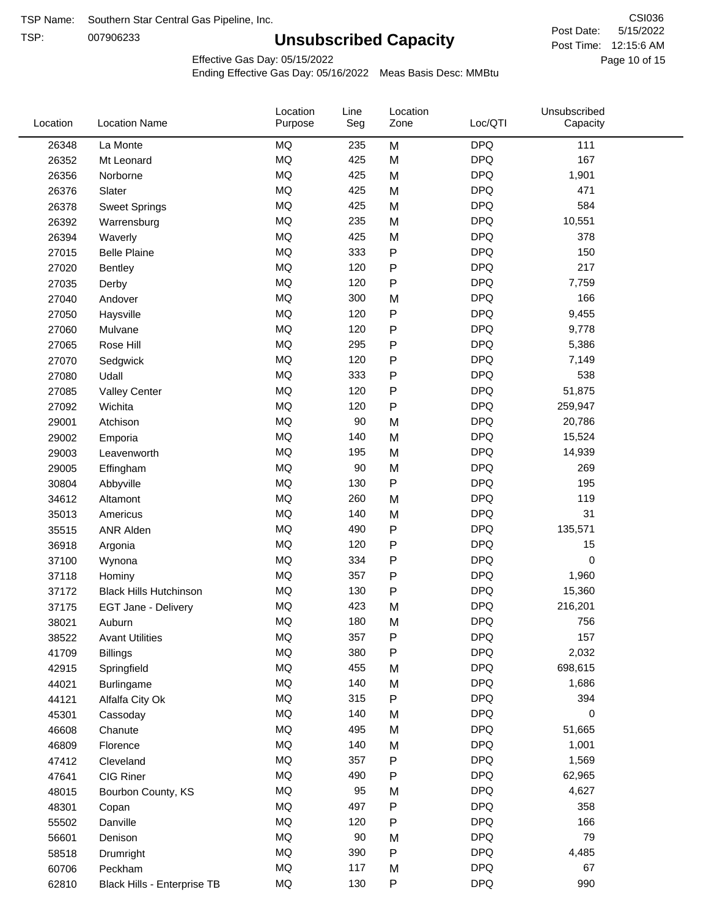TSP Name: Southern Star Central Gas Pipeline, Inc.
TSP: 007906233

# Unsubscribed Capacity

CSI036
Post Date: 5/15/2022
Post Time: 12:15:6 AM

Effective Gas Day: 05/15/2022
Ending Effective Gas Day: 05/16/2022 Meas Basis Desc: MMBtu

| Location | Location Name | Location Purpose | Line Seg | Location Zone | Loc/QTI | Unsubscribed Capacity |
|---|---|---|---|---|---|---|
| 26348 | La Monte | MQ | 235 | M | DPQ | 111 |
| 26352 | Mt Leonard | MQ | 425 | M | DPQ | 167 |
| 26356 | Norborne | MQ | 425 | M | DPQ | 1,901 |
| 26376 | Slater | MQ | 425 | M | DPQ | 471 |
| 26378 | Sweet Springs | MQ | 425 | M | DPQ | 584 |
| 26392 | Warrensburg | MQ | 235 | M | DPQ | 10,551 |
| 26394 | Waverly | MQ | 425 | M | DPQ | 378 |
| 27015 | Belle Plaine | MQ | 333 | P | DPQ | 150 |
| 27020 | Bentley | MQ | 120 | P | DPQ | 217 |
| 27035 | Derby | MQ | 120 | P | DPQ | 7,759 |
| 27040 | Andover | MQ | 300 | M | DPQ | 166 |
| 27050 | Haysville | MQ | 120 | P | DPQ | 9,455 |
| 27060 | Mulvane | MQ | 120 | P | DPQ | 9,778 |
| 27065 | Rose Hill | MQ | 295 | P | DPQ | 5,386 |
| 27070 | Sedgwick | MQ | 120 | P | DPQ | 7,149 |
| 27080 | Udall | MQ | 333 | P | DPQ | 538 |
| 27085 | Valley Center | MQ | 120 | P | DPQ | 51,875 |
| 27092 | Wichita | MQ | 120 | P | DPQ | 259,947 |
| 29001 | Atchison | MQ | 90 | M | DPQ | 20,786 |
| 29002 | Emporia | MQ | 140 | M | DPQ | 15,524 |
| 29003 | Leavenworth | MQ | 195 | M | DPQ | 14,939 |
| 29005 | Effingham | MQ | 90 | M | DPQ | 269 |
| 30804 | Abbyville | MQ | 130 | P | DPQ | 195 |
| 34612 | Altamont | MQ | 260 | M | DPQ | 119 |
| 35013 | Americus | MQ | 140 | M | DPQ | 31 |
| 35515 | ANR Alden | MQ | 490 | P | DPQ | 135,571 |
| 36918 | Argonia | MQ | 120 | P | DPQ | 15 |
| 37100 | Wynona | MQ | 334 | P | DPQ | 0 |
| 37118 | Hominy | MQ | 357 | P | DPQ | 1,960 |
| 37172 | Black Hills Hutchinson | MQ | 130 | P | DPQ | 15,360 |
| 37175 | EGT Jane - Delivery | MQ | 423 | M | DPQ | 216,201 |
| 38021 | Auburn | MQ | 180 | M | DPQ | 756 |
| 38522 | Avant Utilities | MQ | 357 | P | DPQ | 157 |
| 41709 | Billings | MQ | 380 | P | DPQ | 2,032 |
| 42915 | Springfield | MQ | 455 | M | DPQ | 698,615 |
| 44021 | Burlingame | MQ | 140 | M | DPQ | 1,686 |
| 44121 | Alfalfa City Ok | MQ | 315 | P | DPQ | 394 |
| 45301 | Cassoday | MQ | 140 | M | DPQ | 0 |
| 46608 | Chanute | MQ | 495 | M | DPQ | 51,665 |
| 46809 | Florence | MQ | 140 | M | DPQ | 1,001 |
| 47412 | Cleveland | MQ | 357 | P | DPQ | 1,569 |
| 47641 | CIG Riner | MQ | 490 | P | DPQ | 62,965 |
| 48015 | Bourbon County, KS | MQ | 95 | M | DPQ | 4,627 |
| 48301 | Copan | MQ | 497 | P | DPQ | 358 |
| 55502 | Danville | MQ | 120 | P | DPQ | 166 |
| 56601 | Denison | MQ | 90 | M | DPQ | 79 |
| 58518 | Drumright | MQ | 390 | P | DPQ | 4,485 |
| 60706 | Peckham | MQ | 117 | M | DPQ | 67 |
| 62810 | Black Hills - Enterprise TB | MQ | 130 | P | DPQ | 990 |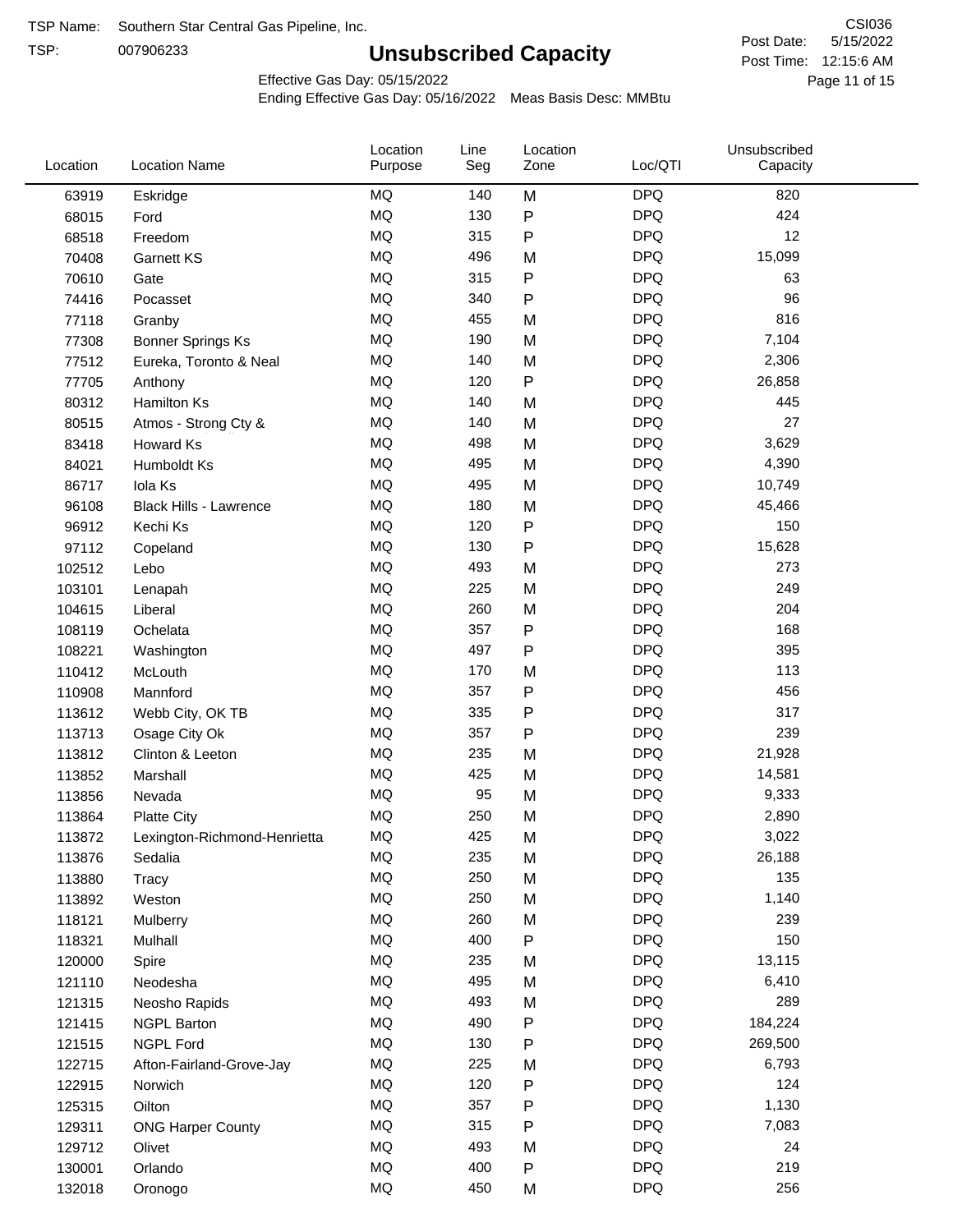TSP Name: Southern Star Central Gas Pipeline, Inc.

TSP: 007906233

# Unsubscribed Capacity

CSI036

Post Date: 5/15/2022

Post Time: 12:15:6 AM

Effective Gas Day: 05/15/2022

Ending Effective Gas Day: 05/16/2022 Meas Basis Desc: MMBtu

| Location | Location Name | Location Purpose | Line Seg | Location Zone | Loc/QTI | Unsubscribed Capacity |
|---|---|---|---|---|---|---|
| 63919 | Eskridge | MQ | 140 | M | DPQ | 820 |
| 68015 | Ford | MQ | 130 | P | DPQ | 424 |
| 68518 | Freedom | MQ | 315 | P | DPQ | 12 |
| 70408 | Garnett KS | MQ | 496 | M | DPQ | 15,099 |
| 70610 | Gate | MQ | 315 | P | DPQ | 63 |
| 74416 | Pocasset | MQ | 340 | P | DPQ | 96 |
| 77118 | Granby | MQ | 455 | M | DPQ | 816 |
| 77308 | Bonner Springs Ks | MQ | 190 | M | DPQ | 7,104 |
| 77512 | Eureka, Toronto & Neal | MQ | 140 | M | DPQ | 2,306 |
| 77705 | Anthony | MQ | 120 | P | DPQ | 26,858 |
| 80312 | Hamilton Ks | MQ | 140 | M | DPQ | 445 |
| 80515 | Atmos - Strong Cty & | MQ | 140 | M | DPQ | 27 |
| 83418 | Howard Ks | MQ | 498 | M | DPQ | 3,629 |
| 84021 | Humboldt Ks | MQ | 495 | M | DPQ | 4,390 |
| 86717 | Iola Ks | MQ | 495 | M | DPQ | 10,749 |
| 96108 | Black Hills - Lawrence | MQ | 180 | M | DPQ | 45,466 |
| 96912 | Kechi Ks | MQ | 120 | P | DPQ | 150 |
| 97112 | Copeland | MQ | 130 | P | DPQ | 15,628 |
| 102512 | Lebo | MQ | 493 | M | DPQ | 273 |
| 103101 | Lenapah | MQ | 225 | M | DPQ | 249 |
| 104615 | Liberal | MQ | 260 | M | DPQ | 204 |
| 108119 | Ochelata | MQ | 357 | P | DPQ | 168 |
| 108221 | Washington | MQ | 497 | P | DPQ | 395 |
| 110412 | McLouth | MQ | 170 | M | DPQ | 113 |
| 110908 | Mannford | MQ | 357 | P | DPQ | 456 |
| 113612 | Webb City, OK TB | MQ | 335 | P | DPQ | 317 |
| 113713 | Osage City Ok | MQ | 357 | P | DPQ | 239 |
| 113812 | Clinton & Leeton | MQ | 235 | M | DPQ | 21,928 |
| 113852 | Marshall | MQ | 425 | M | DPQ | 14,581 |
| 113856 | Nevada | MQ | 95 | M | DPQ | 9,333 |
| 113864 | Platte City | MQ | 250 | M | DPQ | 2,890 |
| 113872 | Lexington-Richmond-Henrietta | MQ | 425 | M | DPQ | 3,022 |
| 113876 | Sedalia | MQ | 235 | M | DPQ | 26,188 |
| 113880 | Tracy | MQ | 250 | M | DPQ | 135 |
| 113892 | Weston | MQ | 250 | M | DPQ | 1,140 |
| 118121 | Mulberry | MQ | 260 | M | DPQ | 239 |
| 118321 | Mulhall | MQ | 400 | P | DPQ | 150 |
| 120000 | Spire | MQ | 235 | M | DPQ | 13,115 |
| 121110 | Neodesha | MQ | 495 | M | DPQ | 6,410 |
| 121315 | Neosho Rapids | MQ | 493 | M | DPQ | 289 |
| 121415 | NGPL Barton | MQ | 490 | P | DPQ | 184,224 |
| 121515 | NGPL Ford | MQ | 130 | P | DPQ | 269,500 |
| 122715 | Afton-Fairland-Grove-Jay | MQ | 225 | M | DPQ | 6,793 |
| 122915 | Norwich | MQ | 120 | P | DPQ | 124 |
| 125315 | Oilton | MQ | 357 | P | DPQ | 1,130 |
| 129311 | ONG Harper County | MQ | 315 | P | DPQ | 7,083 |
| 129712 | Olivet | MQ | 493 | M | DPQ | 24 |
| 130001 | Orlando | MQ | 400 | P | DPQ | 219 |
| 132018 | Oronogo | MQ | 450 | M | DPQ | 256 |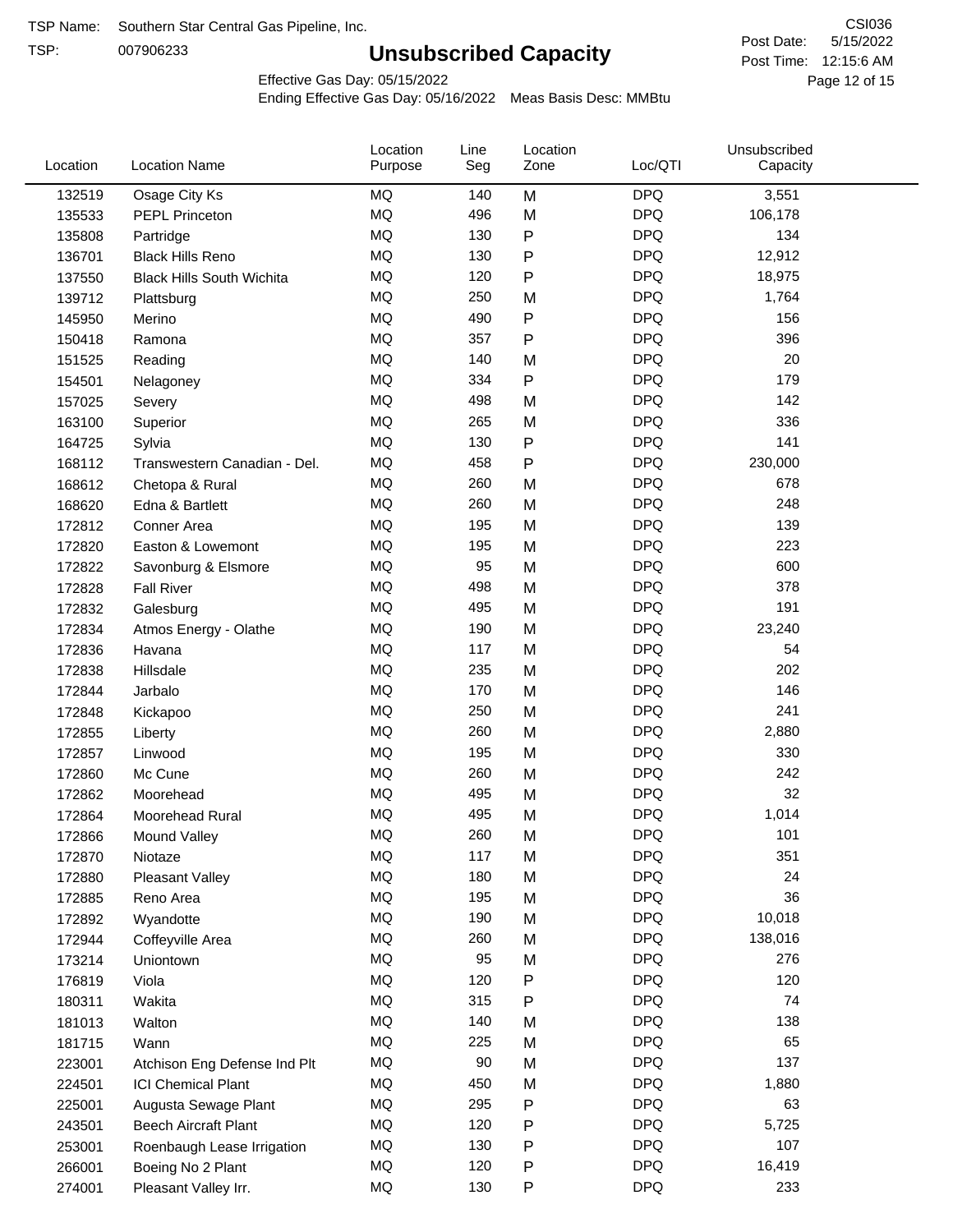TSP Name: Southern Star Central Gas Pipeline, Inc.

TSP: 007906233

# Unsubscribed Capacity

CSI036

Post Date: 5/15/2022

Post Time: 12:15:6 AM

Effective Gas Day: 05/15/2022

Ending Effective Gas Day: 05/16/2022 Meas Basis Desc: MMBtu

| Location | Location Name | Location Purpose | Line Seg | Location Zone | Loc/QTI | Unsubscribed Capacity |
|---|---|---|---|---|---|---|
| 132519 | Osage City Ks | MQ | 140 | M | DPQ | 3,551 |
| 135533 | PEPL Princeton | MQ | 496 | M | DPQ | 106,178 |
| 135808 | Partridge | MQ | 130 | P | DPQ | 134 |
| 136701 | Black Hills Reno | MQ | 130 | P | DPQ | 12,912 |
| 137550 | Black Hills South Wichita | MQ | 120 | P | DPQ | 18,975 |
| 139712 | Plattsburg | MQ | 250 | M | DPQ | 1,764 |
| 145950 | Merino | MQ | 490 | P | DPQ | 156 |
| 150418 | Ramona | MQ | 357 | P | DPQ | 396 |
| 151525 | Reading | MQ | 140 | M | DPQ | 20 |
| 154501 | Nelagoney | MQ | 334 | P | DPQ | 179 |
| 157025 | Severy | MQ | 498 | M | DPQ | 142 |
| 163100 | Superior | MQ | 265 | M | DPQ | 336 |
| 164725 | Sylvia | MQ | 130 | P | DPQ | 141 |
| 168112 | Transwestern Canadian - Del. | MQ | 458 | P | DPQ | 230,000 |
| 168612 | Chetopa & Rural | MQ | 260 | M | DPQ | 678 |
| 168620 | Edna & Bartlett | MQ | 260 | M | DPQ | 248 |
| 172812 | Conner Area | MQ | 195 | M | DPQ | 139 |
| 172820 | Easton & Lowemont | MQ | 195 | M | DPQ | 223 |
| 172822 | Savonburg & Elsmore | MQ | 95 | M | DPQ | 600 |
| 172828 | Fall River | MQ | 498 | M | DPQ | 378 |
| 172832 | Galesburg | MQ | 495 | M | DPQ | 191 |
| 172834 | Atmos Energy - Olathe | MQ | 190 | M | DPQ | 23,240 |
| 172836 | Havana | MQ | 117 | M | DPQ | 54 |
| 172838 | Hillsdale | MQ | 235 | M | DPQ | 202 |
| 172844 | Jarbalo | MQ | 170 | M | DPQ | 146 |
| 172848 | Kickapoo | MQ | 250 | M | DPQ | 241 |
| 172855 | Liberty | MQ | 260 | M | DPQ | 2,880 |
| 172857 | Linwood | MQ | 195 | M | DPQ | 330 |
| 172860 | Mc Cune | MQ | 260 | M | DPQ | 242 |
| 172862 | Moorehead | MQ | 495 | M | DPQ | 32 |
| 172864 | Moorehead Rural | MQ | 495 | M | DPQ | 1,014 |
| 172866 | Mound Valley | MQ | 260 | M | DPQ | 101 |
| 172870 | Niotaze | MQ | 117 | M | DPQ | 351 |
| 172880 | Pleasant Valley | MQ | 180 | M | DPQ | 24 |
| 172885 | Reno Area | MQ | 195 | M | DPQ | 36 |
| 172892 | Wyandotte | MQ | 190 | M | DPQ | 10,018 |
| 172944 | Coffeyville Area | MQ | 260 | M | DPQ | 138,016 |
| 173214 | Uniontown | MQ | 95 | M | DPQ | 276 |
| 176819 | Viola | MQ | 120 | P | DPQ | 120 |
| 180311 | Wakita | MQ | 315 | P | DPQ | 74 |
| 181013 | Walton | MQ | 140 | M | DPQ | 138 |
| 181715 | Wann | MQ | 225 | M | DPQ | 65 |
| 223001 | Atchison Eng Defense Ind Plt | MQ | 90 | M | DPQ | 137 |
| 224501 | ICI Chemical Plant | MQ | 450 | M | DPQ | 1,880 |
| 225001 | Augusta Sewage Plant | MQ | 295 | P | DPQ | 63 |
| 243501 | Beech Aircraft Plant | MQ | 120 | P | DPQ | 5,725 |
| 253001 | Roenbaugh Lease Irrigation | MQ | 130 | P | DPQ | 107 |
| 266001 | Boeing No 2 Plant | MQ | 120 | P | DPQ | 16,419 |
| 274001 | Pleasant Valley Irr. | MQ | 130 | P | DPQ | 233 |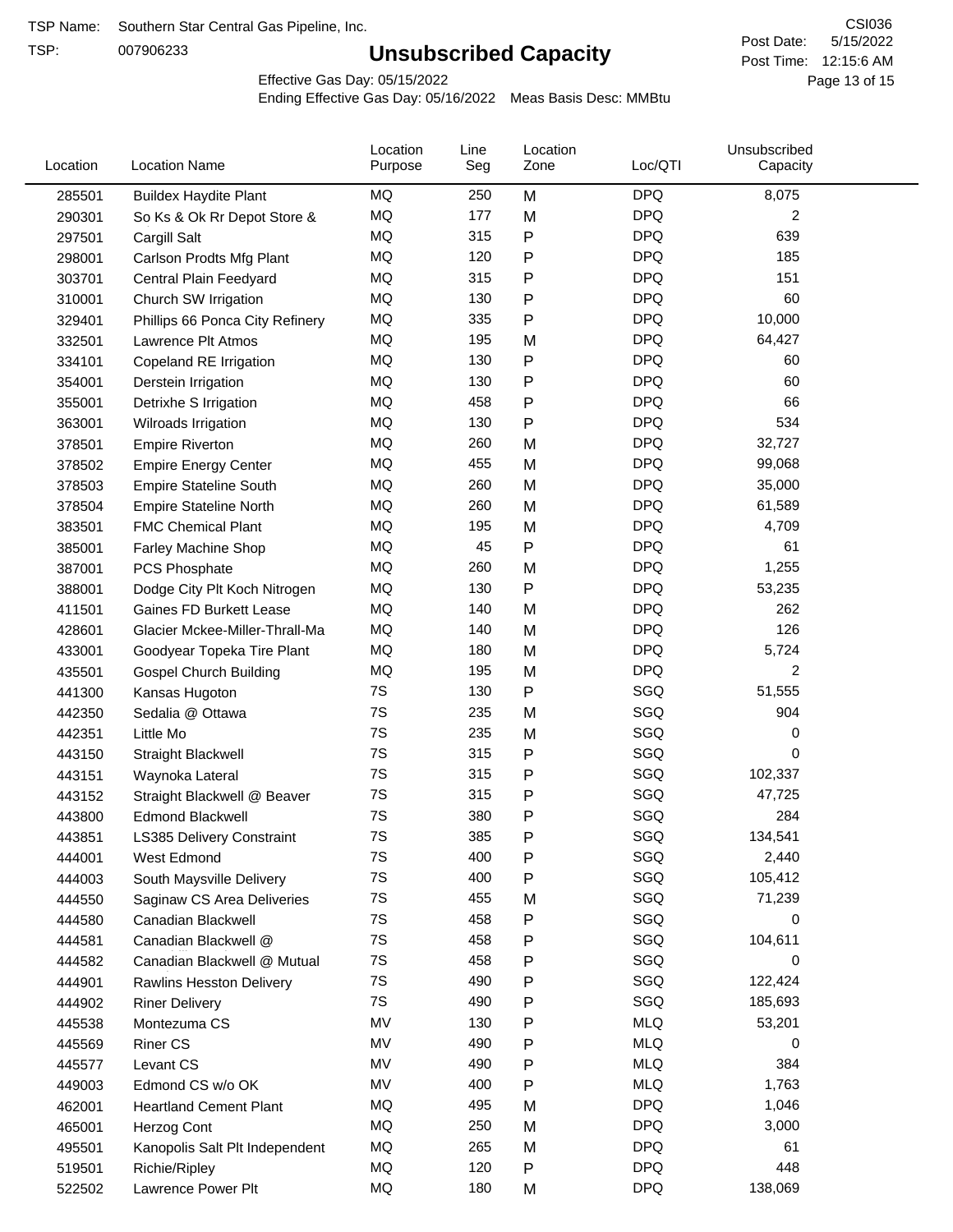TSP Name: Southern Star Central Gas Pipeline, Inc.

TSP: 007906233

# Unsubscribed Capacity

CSI036

Post Date: 5/15/2022

Post Time: 12:15:6 AM

Effective Gas Day: 05/15/2022

Ending Effective Gas Day: 05/16/2022 Meas Basis Desc: MMBtu

| Location | Location Name | Location Purpose | Line Seg | Location Zone | Loc/QTI | Unsubscribed Capacity |
|---|---|---|---|---|---|---|
| 285501 | Buildex Haydite Plant | MQ | 250 | M | DPQ | 8,075 |
| 290301 | So Ks & Ok Rr Depot Store & | MQ | 177 | M | DPQ | 2 |
| 297501 | Cargill Salt | MQ | 315 | P | DPQ | 639 |
| 298001 | Carlson Prodts Mfg Plant | MQ | 120 | P | DPQ | 185 |
| 303701 | Central Plain Feedyard | MQ | 315 | P | DPQ | 151 |
| 310001 | Church SW Irrigation | MQ | 130 | P | DPQ | 60 |
| 329401 | Phillips 66 Ponca City Refinery | MQ | 335 | P | DPQ | 10,000 |
| 332501 | Lawrence Plt Atmos | MQ | 195 | M | DPQ | 64,427 |
| 334101 | Copeland RE Irrigation | MQ | 130 | P | DPQ | 60 |
| 354001 | Derstein Irrigation | MQ | 130 | P | DPQ | 60 |
| 355001 | Detrixhe S Irrigation | MQ | 458 | P | DPQ | 66 |
| 363001 | Wilroads Irrigation | MQ | 130 | P | DPQ | 534 |
| 378501 | Empire Riverton | MQ | 260 | M | DPQ | 32,727 |
| 378502 | Empire Energy Center | MQ | 455 | M | DPQ | 99,068 |
| 378503 | Empire Stateline South | MQ | 260 | M | DPQ | 35,000 |
| 378504 | Empire Stateline North | MQ | 260 | M | DPQ | 61,589 |
| 383501 | FMC Chemical Plant | MQ | 195 | M | DPQ | 4,709 |
| 385001 | Farley Machine Shop | MQ | 45 | P | DPQ | 61 |
| 387001 | PCS Phosphate | MQ | 260 | M | DPQ | 1,255 |
| 388001 | Dodge City Plt Koch Nitrogen | MQ | 130 | P | DPQ | 53,235 |
| 411501 | Gaines FD Burkett Lease | MQ | 140 | M | DPQ | 262 |
| 428601 | Glacier Mckee-Miller-Thrall-Ma | MQ | 140 | M | DPQ | 126 |
| 433001 | Goodyear Topeka Tire Plant | MQ | 180 | M | DPQ | 5,724 |
| 435501 | Gospel Church Building | MQ | 195 | M | DPQ | 2 |
| 441300 | Kansas Hugoton | 7S | 130 | P | SGQ | 51,555 |
| 442350 | Sedalia @ Ottawa | 7S | 235 | M | SGQ | 904 |
| 442351 | Little Mo | 7S | 235 | M | SGQ | 0 |
| 443150 | Straight Blackwell | 7S | 315 | P | SGQ | 0 |
| 443151 | Waynoka Lateral | 7S | 315 | P | SGQ | 102,337 |
| 443152 | Straight Blackwell @ Beaver | 7S | 315 | P | SGQ | 47,725 |
| 443800 | Edmond Blackwell | 7S | 380 | P | SGQ | 284 |
| 443851 | LS385 Delivery Constraint | 7S | 385 | P | SGQ | 134,541 |
| 444001 | West Edmond | 7S | 400 | P | SGQ | 2,440 |
| 444003 | South Maysville Delivery | 7S | 400 | P | SGQ | 105,412 |
| 444550 | Saginaw CS Area Deliveries | 7S | 455 | M | SGQ | 71,239 |
| 444580 | Canadian Blackwell | 7S | 458 | P | SGQ | 0 |
| 444581 | Canadian Blackwell @ | 7S | 458 | P | SGQ | 104,611 |
| 444582 | Canadian Blackwell @ Mutual | 7S | 458 | P | SGQ | 0 |
| 444901 | Rawlins Hesston Delivery | 7S | 490 | P | SGQ | 122,424 |
| 444902 | Riner Delivery | 7S | 490 | P | SGQ | 185,693 |
| 445538 | Montezuma CS | MV | 130 | P | MLQ | 53,201 |
| 445569 | Riner CS | MV | 490 | P | MLQ | 0 |
| 445577 | Levant CS | MV | 490 | P | MLQ | 384 |
| 449003 | Edmond CS w/o OK | MV | 400 | P | MLQ | 1,763 |
| 462001 | Heartland Cement Plant | MQ | 495 | M | DPQ | 1,046 |
| 465001 | Herzog Cont | MQ | 250 | M | DPQ | 3,000 |
| 495501 | Kanopolis Salt Plt Independent | MQ | 265 | M | DPQ | 61 |
| 519501 | Richie/Ripley | MQ | 120 | P | DPQ | 448 |
| 522502 | Lawrence Power Plt | MQ | 180 | M | DPQ | 138,069 |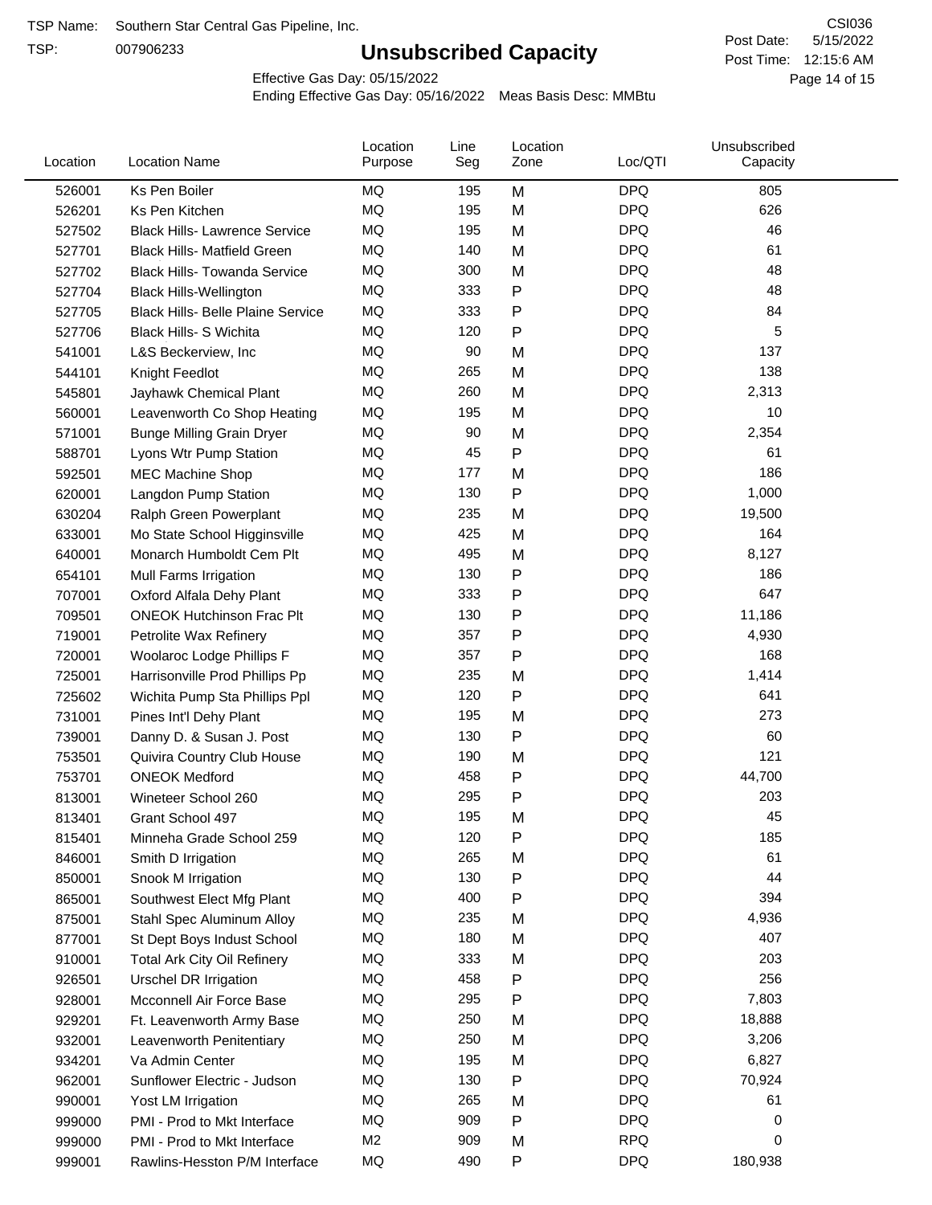TSP Name: Southern Star Central Gas Pipeline, Inc.

TSP: 007906233

# Unsubscribed Capacity

CSI036

Post Date: 5/15/2022

Post Time: 12:15:6 AM

Effective Gas Day: 05/15/2022

Ending Effective Gas Day: 05/16/2022 Meas Basis Desc: MMBtu

| Location | Location Name | Location Purpose | Line Seg | Location Zone | Loc/QTI | Unsubscribed Capacity |
|---|---|---|---|---|---|---|
| 526001 | Ks Pen Boiler | MQ | 195 | M | DPQ | 805 |
| 526201 | Ks Pen Kitchen | MQ | 195 | M | DPQ | 626 |
| 527502 | Black Hills- Lawrence Service | MQ | 195 | M | DPQ | 46 |
| 527701 | Black Hills- Matfield Green | MQ | 140 | M | DPQ | 61 |
| 527702 | Black Hills- Towanda Service | MQ | 300 | M | DPQ | 48 |
| 527704 | Black Hills-Wellington | MQ | 333 | P | DPQ | 48 |
| 527705 | Black Hills- Belle Plaine Service | MQ | 333 | P | DPQ | 84 |
| 527706 | Black Hills- S Wichita | MQ | 120 | P | DPQ | 5 |
| 541001 | L&S Beckerview, Inc | MQ | 90 | M | DPQ | 137 |
| 544101 | Knight Feedlot | MQ | 265 | M | DPQ | 138 |
| 545801 | Jayhawk Chemical Plant | MQ | 260 | M | DPQ | 2,313 |
| 560001 | Leavenworth Co Shop Heating | MQ | 195 | M | DPQ | 10 |
| 571001 | Bunge Milling Grain Dryer | MQ | 90 | M | DPQ | 2,354 |
| 588701 | Lyons Wtr Pump Station | MQ | 45 | P | DPQ | 61 |
| 592501 | MEC Machine Shop | MQ | 177 | M | DPQ | 186 |
| 620001 | Langdon Pump Station | MQ | 130 | P | DPQ | 1,000 |
| 630204 | Ralph Green Powerplant | MQ | 235 | M | DPQ | 19,500 |
| 633001 | Mo State School Higginsville | MQ | 425 | M | DPQ | 164 |
| 640001 | Monarch Humboldt Cem Plt | MQ | 495 | M | DPQ | 8,127 |
| 654101 | Mull Farms Irrigation | MQ | 130 | P | DPQ | 186 |
| 707001 | Oxford Alfala Dehy Plant | MQ | 333 | P | DPQ | 647 |
| 709501 | ONEOK Hutchinson Frac Plt | MQ | 130 | P | DPQ | 11,186 |
| 719001 | Petrolite Wax Refinery | MQ | 357 | P | DPQ | 4,930 |
| 720001 | Woolaroc Lodge Phillips F | MQ | 357 | P | DPQ | 168 |
| 725001 | Harrisonville Prod Phillips Pp | MQ | 235 | M | DPQ | 1,414 |
| 725602 | Wichita Pump Sta Phillips Ppl | MQ | 120 | P | DPQ | 641 |
| 731001 | Pines Int'l Dehy Plant | MQ | 195 | M | DPQ | 273 |
| 739001 | Danny D. & Susan J. Post | MQ | 130 | P | DPQ | 60 |
| 753501 | Quivira Country Club House | MQ | 190 | M | DPQ | 121 |
| 753701 | ONEOK Medford | MQ | 458 | P | DPQ | 44,700 |
| 813001 | Wineteer School 260 | MQ | 295 | P | DPQ | 203 |
| 813401 | Grant School 497 | MQ | 195 | M | DPQ | 45 |
| 815401 | Minneha Grade School 259 | MQ | 120 | P | DPQ | 185 |
| 846001 | Smith D Irrigation | MQ | 265 | M | DPQ | 61 |
| 850001 | Snook M Irrigation | MQ | 130 | P | DPQ | 44 |
| 865001 | Southwest Elect Mfg Plant | MQ | 400 | P | DPQ | 394 |
| 875001 | Stahl Spec Aluminum Alloy | MQ | 235 | M | DPQ | 4,936 |
| 877001 | St Dept Boys Indust School | MQ | 180 | M | DPQ | 407 |
| 910001 | Total Ark City Oil Refinery | MQ | 333 | M | DPQ | 203 |
| 926501 | Urschel DR Irrigation | MQ | 458 | P | DPQ | 256 |
| 928001 | Mcconnell Air Force Base | MQ | 295 | P | DPQ | 7,803 |
| 929201 | Ft. Leavenworth Army Base | MQ | 250 | M | DPQ | 18,888 |
| 932001 | Leavenworth Penitentiary | MQ | 250 | M | DPQ | 3,206 |
| 934201 | Va Admin Center | MQ | 195 | M | DPQ | 6,827 |
| 962001 | Sunflower Electric - Judson | MQ | 130 | P | DPQ | 70,924 |
| 990001 | Yost LM Irrigation | MQ | 265 | M | DPQ | 61 |
| 999000 | PMI - Prod to Mkt Interface | MQ | 909 | P | DPQ | 0 |
| 999000 | PMI - Prod to Mkt Interface | M2 | 909 | M | RPQ | 0 |
| 999001 | Rawlins-Hesston P/M Interface | MQ | 490 | P | DPQ | 180,938 |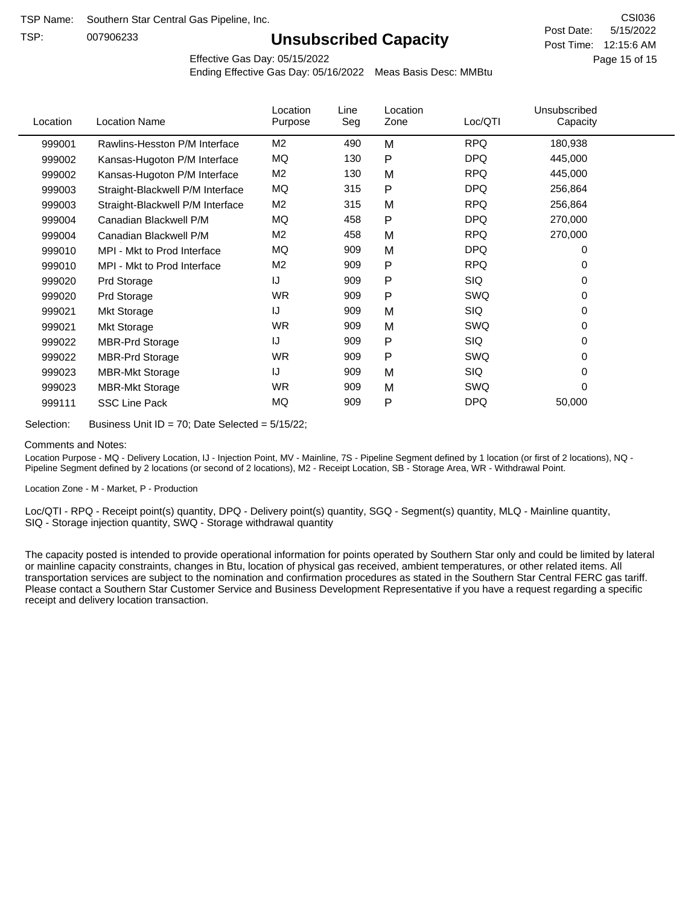TSP Name: Southern Star Central Gas Pipeline, Inc.

TSP: 007906233

# Unsubscribed Capacity

CSI036

Post Date: 5/15/2022

Post Time: 12:15:6 AM

Effective Gas Day: 05/15/2022

Ending Effective Gas Day: 05/16/2022 Meas Basis Desc: MMBtu

| Location | Location Name | Location Purpose | Line Seg | Location Zone | Loc/QTI | Unsubscribed Capacity |
|---|---|---|---|---|---|---|
| 999001 | Rawlins-Hesston P/M Interface | M2 | 490 | M | RPQ | 180,938 |
| 999002 | Kansas-Hugoton P/M Interface | MQ | 130 | P | DPQ | 445,000 |
| 999002 | Kansas-Hugoton P/M Interface | M2 | 130 | M | RPQ | 445,000 |
| 999003 | Straight-Blackwell P/M Interface | MQ | 315 | P | DPQ | 256,864 |
| 999003 | Straight-Blackwell P/M Interface | M2 | 315 | M | RPQ | 256,864 |
| 999004 | Canadian Blackwell P/M | MQ | 458 | P | DPQ | 270,000 |
| 999004 | Canadian Blackwell P/M | M2 | 458 | M | RPQ | 270,000 |
| 999010 | MPI - Mkt to Prod Interface | MQ | 909 | M | DPQ | 0 |
| 999010 | MPI - Mkt to Prod Interface | M2 | 909 | P | RPQ | 0 |
| 999020 | Prd Storage | IJ | 909 | P | SIQ | 0 |
| 999020 | Prd Storage | WR | 909 | P | SWQ | 0 |
| 999021 | Mkt Storage | IJ | 909 | M | SIQ | 0 |
| 999021 | Mkt Storage | WR | 909 | M | SWQ | 0 |
| 999022 | MBR-Prd Storage | IJ | 909 | P | SIQ | 0 |
| 999022 | MBR-Prd Storage | WR | 909 | P | SWQ | 0 |
| 999023 | MBR-Mkt Storage | IJ | 909 | M | SIQ | 0 |
| 999023 | MBR-Mkt Storage | WR | 909 | M | SWQ | 0 |
| 999111 | SSC Line Pack | MQ | 909 | P | DPQ | 50,000 |

Selection: Business Unit ID = 70; Date Selected = 5/15/22;

Comments and Notes:

Location Purpose - MQ - Delivery Location, IJ - Injection Point, MV - Mainline, 7S - Pipeline Segment defined by 1 location (or first of 2 locations), NQ - Pipeline Segment defined by 2 locations (or second of 2 locations), M2 - Receipt Location, SB - Storage Area, WR - Withdrawal Point.

Location Zone - M - Market, P - Production

Loc/QTI - RPQ - Receipt point(s) quantity, DPQ - Delivery point(s) quantity, SGQ - Segment(s) quantity, MLQ - Mainline quantity, SIQ - Storage injection quantity, SWQ - Storage withdrawal quantity

The capacity posted is intended to provide operational information for points operated by Southern Star only and could be limited by lateral or mainline capacity constraints, changes in Btu, location of physical gas received, ambient temperatures, or other related items. All transportation services are subject to the nomination and confirmation procedures as stated in the Southern Star Central FERC gas tariff. Please contact a Southern Star Customer Service and Business Development Representative if you have a request regarding a specific receipt and delivery location transaction.